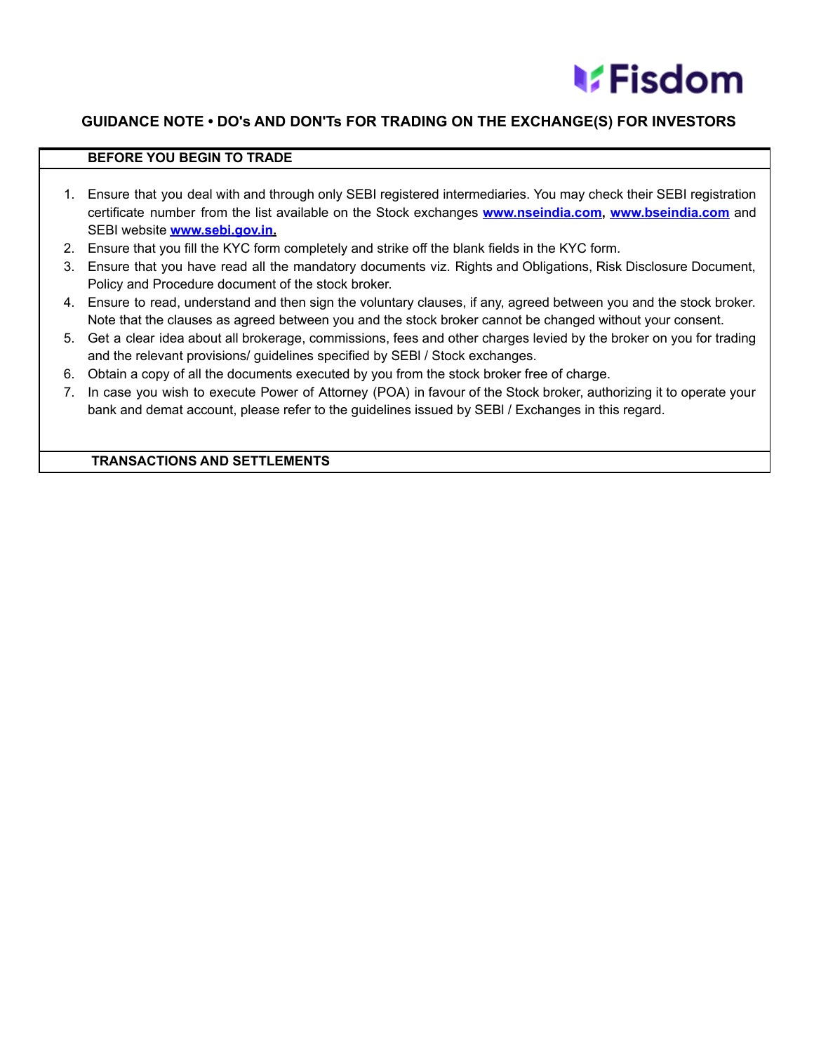# GUIDANCE NOTE • DO's AND DON'Ts FOR TRADING ON THE EXCHANGE(S) FOR INVESTORS

## BEFORE YOU BEGIN TO TRADE

1. Ensure that you deal with and through only SEBI registered intermediaries. You may check their SEBI registration certificate number from the list available on the Stock exchanges **www.nseindia.com**, **www.bseindia.com** and SEBI website **www.sebi.gov.in.**
2. Ensure that you fill the KYC form completely and strike off the blank fields in the KYC form.
3. Ensure that you have read all the mandatory documents viz. Rights and Obligations, Risk Disclosure Document, Policy and Procedure document of the stock broker.
4. Ensure to read, understand and then sign the voluntary clauses, if any, agreed between you and the stock broker. Note that the clauses as agreed between you and the stock broker cannot be changed without your consent.
5. Get a clear idea about all brokerage, commissions, fees and other charges levied by the broker on you for trading and the relevant provisions/ guidelines specified by SEBI / Stock exchanges.
6. Obtain a copy of all the documents executed by you from the stock broker free of charge.
7. In case you wish to execute Power of Attorney (POA) in favour of the Stock broker, authorizing it to operate your bank and demat account, please refer to the guidelines issued by SEBI / Exchanges in this regard.

## TRANSACTIONS AND SETTLEMENTS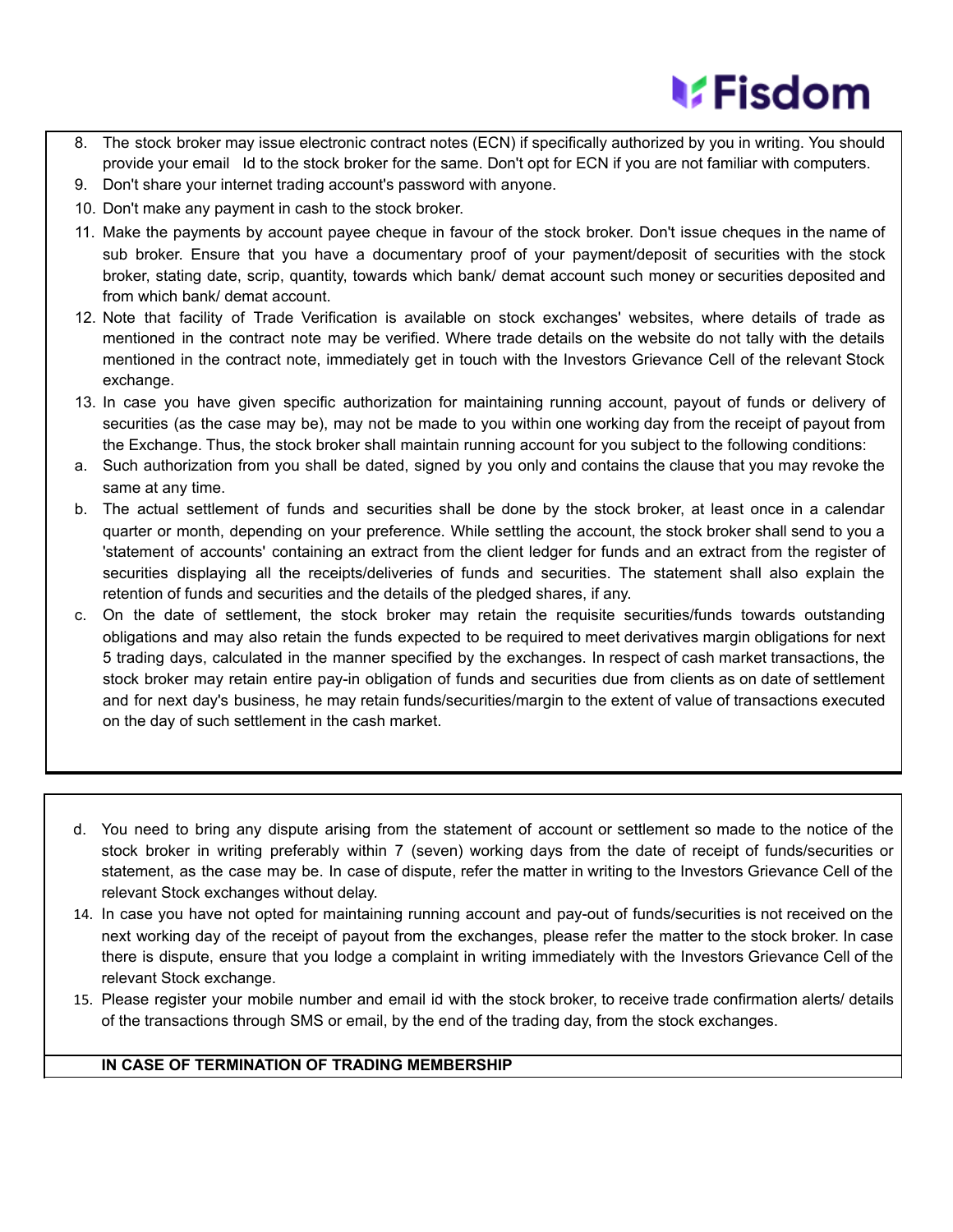8. The stock broker may issue electronic contract notes (ECN) if specifically authorized by you in writing. You should provide your email Id to the stock broker for the same. Don't opt for ECN if you are not familiar with computers.
9. Don't share your internet trading account's password with anyone.
10. Don't make any payment in cash to the stock broker.
11. Make the payments by account payee cheque in favour of the stock broker. Don't issue cheques in the name of sub broker. Ensure that you have a documentary proof of your payment/deposit of securities with the stock broker, stating date, scrip, quantity, towards which bank/ demat account such money or securities deposited and from which bank/ demat account.
12. Note that facility of Trade Verification is available on stock exchanges' websites, where details of trade as mentioned in the contract note may be verified. Where trade details on the website do not tally with the details mentioned in the contract note, immediately get in touch with the Investors Grievance Cell of the relevant Stock exchange.
13. In case you have given specific authorization for maintaining running account, payout of funds or delivery of securities (as the case may be), may not be made to you within one working day from the receipt of payout from the Exchange. Thus, the stock broker shall maintain running account for you subject to the following conditions:

a. Such authorization from you shall be dated, signed by you only and contains the clause that you may revoke the same at any time.

b. The actual settlement of funds and securities shall be done by the stock broker, at least once in a calendar quarter or month, depending on your preference. While settling the account, the stock broker shall send to you a 'statement of accounts' containing an extract from the client ledger for funds and an extract from the register of securities displaying all the receipts/deliveries of funds and securities. The statement shall also explain the retention of funds and securities and the details of the pledged shares, if any.

c. On the date of settlement, the stock broker may retain the requisite securities/funds towards outstanding obligations and may also retain the funds expected to be required to meet derivatives margin obligations for next 5 trading days, calculated in the manner specified by the exchanges. In respect of cash market transactions, the stock broker may retain entire pay-in obligation of funds and securities due from clients as on date of settlement and for next day's business, he may retain funds/securities/margin to the extent of value of transactions executed on the day of such settlement in the cash market.

d. You need to bring any dispute arising from the statement of account or settlement so made to the notice of the stock broker in writing preferably within 7 (seven) working days from the date of receipt of funds/securities or statement, as the case may be. In case of dispute, refer the matter in writing to the Investors Grievance Cell of the relevant Stock exchanges without delay.

14. In case you have not opted for maintaining running account and pay-out of funds/securities is not received on the next working day of the receipt of payout from the exchanges, please refer the matter to the stock broker. In case there is dispute, ensure that you lodge a complaint in writing immediately with the Investors Grievance Cell of the relevant Stock exchange.
15. Please register your mobile number and email id with the stock broker, to receive trade confirmation alerts/ details of the transactions through SMS or email, by the end of the trading day, from the stock exchanges.

**IN CASE OF TERMINATION OF TRADING MEMBERSHIP**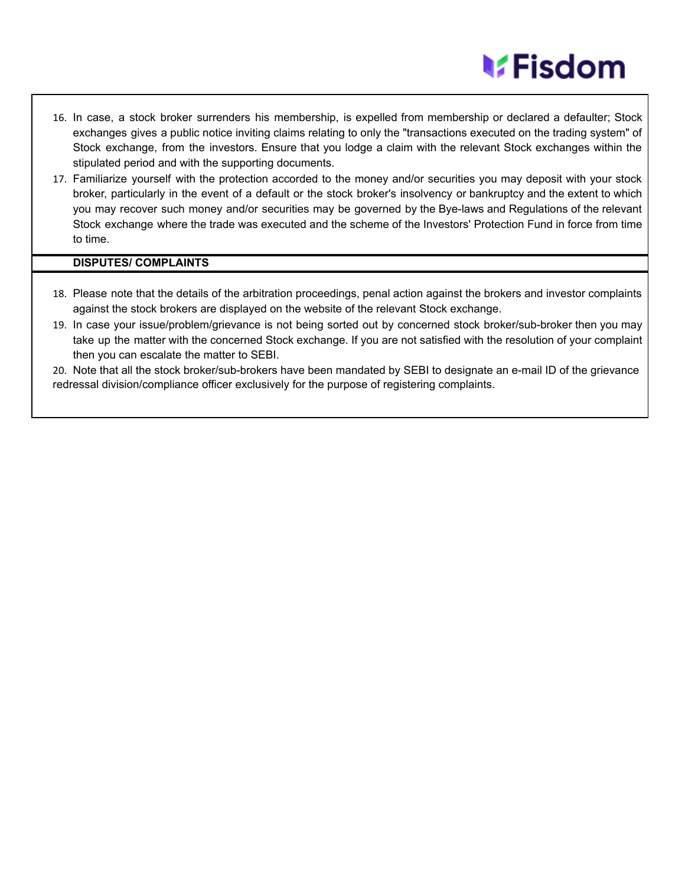16. In case, a stock broker surrenders his membership, is expelled from membership or declared a defaulter; Stock exchanges gives a public notice inviting claims relating to only the "transactions executed on the trading system" of Stock exchange, from the investors. Ensure that you lodge a claim with the relevant Stock exchanges within the stipulated period and with the supporting documents.
17. Familiarize yourself with the protection accorded to the money and/or securities you may deposit with your stock broker, particularly in the event of a default or the stock broker's insolvency or bankruptcy and the extent to which you may recover such money and/or securities may be governed by the Bye-laws and Regulations of the relevant Stock exchange where the trade was executed and the scheme of the Investors' Protection Fund in force from time to time.

**DISPUTES/ COMPLAINTS**

18. Please note that the details of the arbitration proceedings, penal action against the brokers and investor complaints against the stock brokers are displayed on the website of the relevant Stock exchange.
19. In case your issue/problem/grievance is not being sorted out by concerned stock broker/sub-broker then you may take up the matter with the concerned Stock exchange. If you are not satisfied with the resolution of your complaint then you can escalate the matter to SEBI.
20. Note that all the stock broker/sub-brokers have been mandated by SEBI to designate an e-mail ID of the grievance redressal division/compliance officer exclusively for the purpose of registering complaints.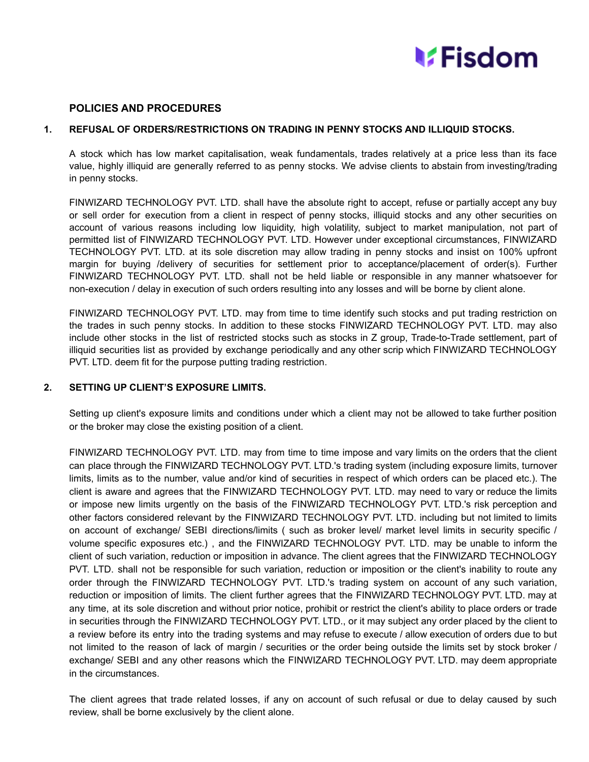## POLICIES AND PROCEDURES

### 1. REFUSAL OF ORDERS/RESTRICTIONS ON TRADING IN PENNY STOCKS AND ILLIQUID STOCKS.

A stock which has low market capitalisation, weak fundamentals, trades relatively at a price less than its face value, highly illiquid are generally referred to as penny stocks. We advise clients to abstain from investing/trading in penny stocks.

FINWIZARD TECHNOLOGY PVT. LTD. shall have the absolute right to accept, refuse or partially accept any buy or sell order for execution from a client in respect of penny stocks, illiquid stocks and any other securities on account of various reasons including low liquidity, high volatility, subject to market manipulation, not part of permitted list of FINWIZARD TECHNOLOGY PVT. LTD. However under exceptional circumstances, FINWIZARD TECHNOLOGY PVT. LTD. at its sole discretion may allow trading in penny stocks and insist on 100% upfront margin for buying /delivery of securities for settlement prior to acceptance/placement of order(s). Further FINWIZARD TECHNOLOGY PVT. LTD. shall not be held liable or responsible in any manner whatsoever for non-execution / delay in execution of such orders resulting into any losses and will be borne by client alone.

FINWIZARD TECHNOLOGY PVT. LTD. may from time to time identify such stocks and put trading restriction on the trades in such penny stocks. In addition to these stocks FINWIZARD TECHNOLOGY PVT. LTD. may also include other stocks in the list of restricted stocks such as stocks in Z group, Trade-to-Trade settlement, part of illiquid securities list as provided by exchange periodically and any other scrip which FINWIZARD TECHNOLOGY PVT. LTD. deem fit for the purpose putting trading restriction.

### 2. SETTING UP CLIENT'S EXPOSURE LIMITS.

Setting up client's exposure limits and conditions under which a client may not be allowed to take further position or the broker may close the existing position of a client.

FINWIZARD TECHNOLOGY PVT. LTD. may from time to time impose and vary limits on the orders that the client can place through the FINWIZARD TECHNOLOGY PVT. LTD.'s trading system (including exposure limits, turnover limits, limits as to the number, value and/or kind of securities in respect of which orders can be placed etc.). The client is aware and agrees that the FINWIZARD TECHNOLOGY PVT. LTD. may need to vary or reduce the limits or impose new limits urgently on the basis of the FINWIZARD TECHNOLOGY PVT. LTD.'s risk perception and other factors considered relevant by the FINWIZARD TECHNOLOGY PVT. LTD. including but not limited to limits on account of exchange/ SEBI directions/limits ( such as broker level/ market level limits in security specific / volume specific exposures etc.) , and the FINWIZARD TECHNOLOGY PVT. LTD. may be unable to inform the client of such variation, reduction or imposition in advance. The client agrees that the FINWIZARD TECHNOLOGY PVT. LTD. shall not be responsible for such variation, reduction or imposition or the client's inability to route any order through the FINWIZARD TECHNOLOGY PVT. LTD.'s trading system on account of any such variation, reduction or imposition of limits. The client further agrees that the FINWIZARD TECHNOLOGY PVT. LTD. may at any time, at its sole discretion and without prior notice, prohibit or restrict the client's ability to place orders or trade in securities through the FINWIZARD TECHNOLOGY PVT. LTD., or it may subject any order placed by the client to a review before its entry into the trading systems and may refuse to execute / allow execution of orders due to but not limited to the reason of lack of margin / securities or the order being outside the limits set by stock broker / exchange/ SEBI and any other reasons which the FINWIZARD TECHNOLOGY PVT. LTD. may deem appropriate in the circumstances.

The client agrees that trade related losses, if any on account of such refusal or due to delay caused by such review, shall be borne exclusively by the client alone.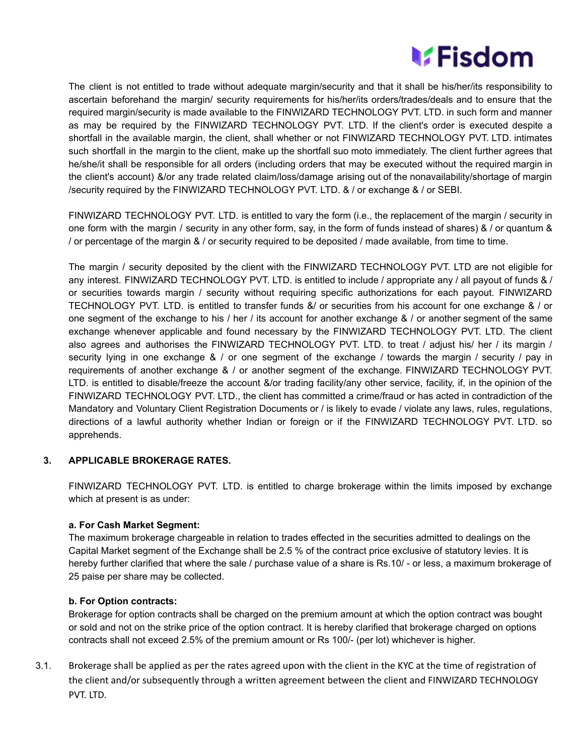The client is not entitled to trade without adequate margin/security and that it shall be his/her/its responsibility to ascertain beforehand the margin/ security requirements for his/her/its orders/trades/deals and to ensure that the required margin/security is made available to the FINWIZARD TECHNOLOGY PVT. LTD. in such form and manner as may be required by the FINWIZARD TECHNOLOGY PVT. LTD. If the client's order is executed despite a shortfall in the available margin, the client, shall whether or not FINWIZARD TECHNOLOGY PVT. LTD. intimates such shortfall in the margin to the client, make up the shortfall suo moto immediately. The client further agrees that he/she/it shall be responsible for all orders (including orders that may be executed without the required margin in the client's account) &/or any trade related claim/loss/damage arising out of the nonavailability/shortage of margin /security required by the FINWIZARD TECHNOLOGY PVT. LTD. & / or exchange & / or SEBI.

FINWIZARD TECHNOLOGY PVT. LTD. is entitled to vary the form (i.e., the replacement of the margin / security in one form with the margin / security in any other form, say, in the form of funds instead of shares) & / or quantum & / or percentage of the margin & / or security required to be deposited / made available, from time to time.

The margin / security deposited by the client with the FINWIZARD TECHNOLOGY PVT. LTD are not eligible for any interest. FINWIZARD TECHNOLOGY PVT. LTD. is entitled to include / appropriate any / all payout of funds & / or securities towards margin / security without requiring specific authorizations for each payout. FINWIZARD TECHNOLOGY PVT. LTD. is entitled to transfer funds &/ or securities from his account for one exchange & / or one segment of the exchange to his / her / its account for another exchange & / or another segment of the same exchange whenever applicable and found necessary by the FINWIZARD TECHNOLOGY PVT. LTD. The client also agrees and authorises the FINWIZARD TECHNOLOGY PVT. LTD. to treat / adjust his/ her / its margin / security lying in one exchange & / or one segment of the exchange / towards the margin / security / pay in requirements of another exchange & / or another segment of the exchange. FINWIZARD TECHNOLOGY PVT. LTD. is entitled to disable/freeze the account &/or trading facility/any other service, facility, if, in the opinion of the FINWIZARD TECHNOLOGY PVT. LTD., the client has committed a crime/fraud or has acted in contradiction of the Mandatory and Voluntary Client Registration Documents or / is likely to evade / violate any laws, rules, regulations, directions of a lawful authority whether Indian or foreign or if the FINWIZARD TECHNOLOGY PVT. LTD. so apprehends.

## 3. APPLICABLE BROKERAGE RATES.

FINWIZARD TECHNOLOGY PVT. LTD. is entitled to charge brokerage within the limits imposed by exchange which at present is as under:

**a. For Cash Market Segment:**

The maximum brokerage chargeable in relation to trades effected in the securities admitted to dealings on the Capital Market segment of the Exchange shall be 2.5 % of the contract price exclusive of statutory levies. It is hereby further clarified that where the sale / purchase value of a share is Rs.10/ - or less, a maximum brokerage of 25 paise per share may be collected.

**b. For Option contracts:**

Brokerage for option contracts shall be charged on the premium amount at which the option contract was bought or sold and not on the strike price of the option contract. It is hereby clarified that brokerage charged on options contracts shall not exceed 2.5% of the premium amount or Rs 100/- (per lot) whichever is higher.

3.1. Brokerage shall be applied as per the rates agreed upon with the client in the KYC at the time of registration of the client and/or subsequently through a written agreement between the client and FINWIZARD TECHNOLOGY PVT. LTD.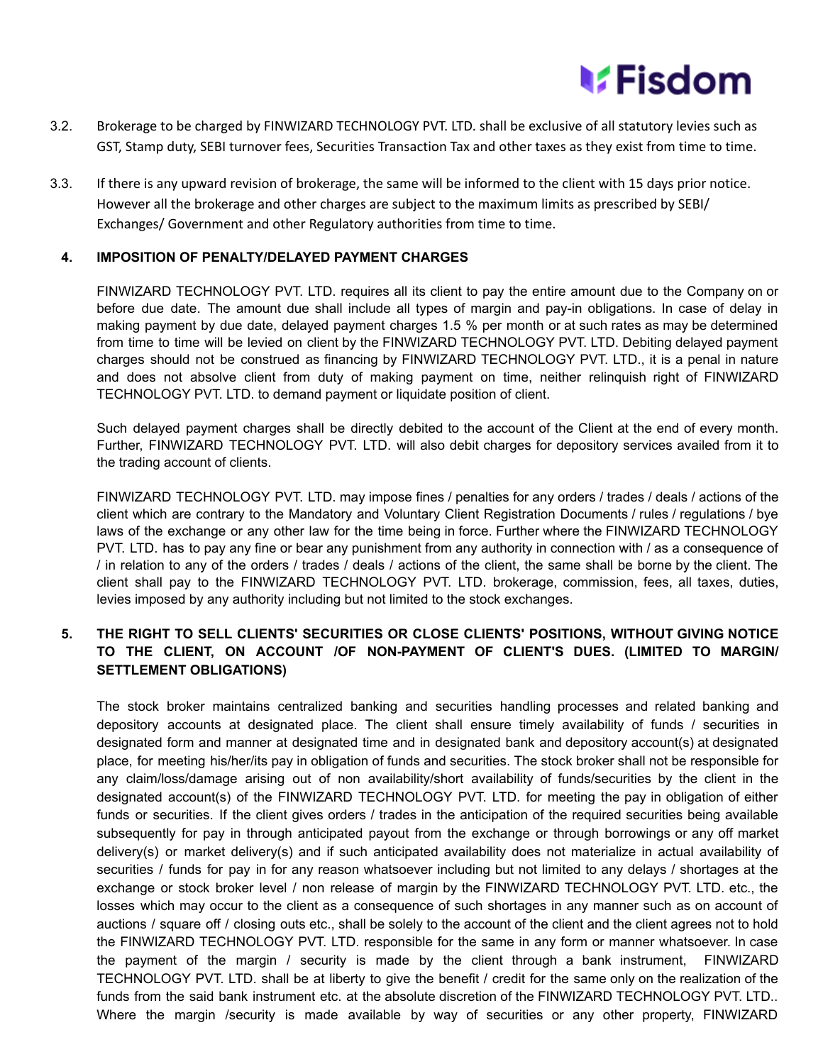3.2. Brokerage to be charged by FINWIZARD TECHNOLOGY PVT. LTD. shall be exclusive of all statutory levies such as GST, Stamp duty, SEBI turnover fees, Securities Transaction Tax and other taxes as they exist from time to time.

3.3. If there is any upward revision of brokerage, the same will be informed to the client with 15 days prior notice. However all the brokerage and other charges are subject to the maximum limits as prescribed by SEBI/ Exchanges/ Government and other Regulatory authorities from time to time.

## 4. IMPOSITION OF PENALTY/DELAYED PAYMENT CHARGES

FINWIZARD TECHNOLOGY PVT. LTD. requires all its client to pay the entire amount due to the Company on or before due date. The amount due shall include all types of margin and pay-in obligations. In case of delay in making payment by due date, delayed payment charges 1.5 % per month or at such rates as may be determined from time to time will be levied on client by the FINWIZARD TECHNOLOGY PVT. LTD. Debiting delayed payment charges should not be construed as financing by FINWIZARD TECHNOLOGY PVT. LTD., it is a penal in nature and does not absolve client from duty of making payment on time, neither relinquish right of FINWIZARD TECHNOLOGY PVT. LTD. to demand payment or liquidate position of client.

Such delayed payment charges shall be directly debited to the account of the Client at the end of every month. Further, FINWIZARD TECHNOLOGY PVT. LTD. will also debit charges for depository services availed from it to the trading account of clients.

FINWIZARD TECHNOLOGY PVT. LTD. may impose fines / penalties for any orders / trades / deals / actions of the client which are contrary to the Mandatory and Voluntary Client Registration Documents / rules / regulations / bye laws of the exchange or any other law for the time being in force. Further where the FINWIZARD TECHNOLOGY PVT. LTD. has to pay any fine or bear any punishment from any authority in connection with / as a consequence of / in relation to any of the orders / trades / deals / actions of the client, the same shall be borne by the client. The client shall pay to the FINWIZARD TECHNOLOGY PVT. LTD. brokerage, commission, fees, all taxes, duties, levies imposed by any authority including but not limited to the stock exchanges.

## 5. THE RIGHT TO SELL CLIENTS' SECURITIES OR CLOSE CLIENTS' POSITIONS, WITHOUT GIVING NOTICE TO THE CLIENT, ON ACCOUNT /OF NON-PAYMENT OF CLIENT'S DUES. (LIMITED TO MARGIN/ SETTLEMENT OBLIGATIONS)

The stock broker maintains centralized banking and securities handling processes and related banking and depository accounts at designated place. The client shall ensure timely availability of funds / securities in designated form and manner at designated time and in designated bank and depository account(s) at designated place, for meeting his/her/its pay in obligation of funds and securities. The stock broker shall not be responsible for any claim/loss/damage arising out of non availability/short availability of funds/securities by the client in the designated account(s) of the FINWIZARD TECHNOLOGY PVT. LTD. for meeting the pay in obligation of either funds or securities. If the client gives orders / trades in the anticipation of the required securities being available subsequently for pay in through anticipated payout from the exchange or through borrowings or any off market delivery(s) or market delivery(s) and if such anticipated availability does not materialize in actual availability of securities / funds for pay in for any reason whatsoever including but not limited to any delays / shortages at the exchange or stock broker level / non release of margin by the FINWIZARD TECHNOLOGY PVT. LTD. etc., the losses which may occur to the client as a consequence of such shortages in any manner such as on account of auctions / square off / closing outs etc., shall be solely to the account of the client and the client agrees not to hold the FINWIZARD TECHNOLOGY PVT. LTD. responsible for the same in any form or manner whatsoever. In case the payment of the margin / security is made by the client through a bank instrument, FINWIZARD TECHNOLOGY PVT. LTD. shall be at liberty to give the benefit / credit for the same only on the realization of the funds from the said bank instrument etc. at the absolute discretion of the FINWIZARD TECHNOLOGY PVT. LTD.. Where the margin /security is made available by way of securities or any other property, FINWIZARD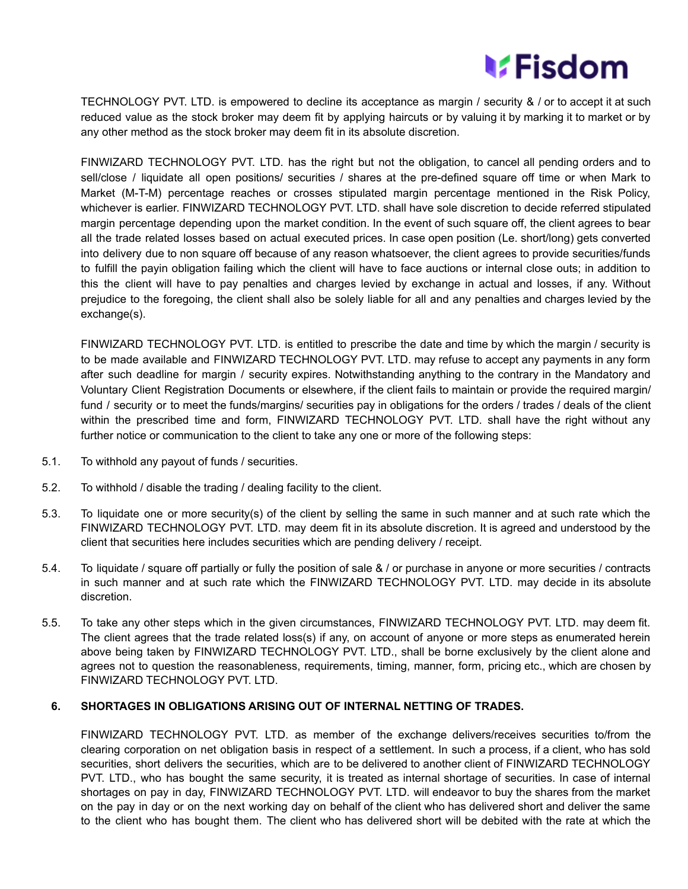TECHNOLOGY PVT. LTD. is empowered to decline its acceptance as margin / security & / or to accept it at such reduced value as the stock broker may deem fit by applying haircuts or by valuing it by marking it to market or by any other method as the stock broker may deem fit in its absolute discretion.

FINWIZARD TECHNOLOGY PVT. LTD. has the right but not the obligation, to cancel all pending orders and to sell/close / liquidate all open positions/ securities / shares at the pre-defined square off time or when Mark to Market (M-T-M) percentage reaches or crosses stipulated margin percentage mentioned in the Risk Policy, whichever is earlier. FINWIZARD TECHNOLOGY PVT. LTD. shall have sole discretion to decide referred stipulated margin percentage depending upon the market condition. In the event of such square off, the client agrees to bear all the trade related losses based on actual executed prices. In case open position (Le. short/long) gets converted into delivery due to non square off because of any reason whatsoever, the client agrees to provide securities/funds to fulfill the payin obligation failing which the client will have to face auctions or internal close outs; in addition to this the client will have to pay penalties and charges levied by exchange in actual and losses, if any. Without prejudice to the foregoing, the client shall also be solely liable for all and any penalties and charges levied by the exchange(s).

FINWIZARD TECHNOLOGY PVT. LTD. is entitled to prescribe the date and time by which the margin / security is to be made available and FINWIZARD TECHNOLOGY PVT. LTD. may refuse to accept any payments in any form after such deadline for margin / security expires. Notwithstanding anything to the contrary in the Mandatory and Voluntary Client Registration Documents or elsewhere, if the client fails to maintain or provide the required margin/ fund / security or to meet the funds/margins/ securities pay in obligations for the orders / trades / deals of the client within the prescribed time and form, FINWIZARD TECHNOLOGY PVT. LTD. shall have the right without any further notice or communication to the client to take any one or more of the following steps:

5.1. To withhold any payout of funds / securities.

5.2. To withhold / disable the trading / dealing facility to the client.

5.3. To liquidate one or more security(s) of the client by selling the same in such manner and at such rate which the FINWIZARD TECHNOLOGY PVT. LTD. may deem fit in its absolute discretion. It is agreed and understood by the client that securities here includes securities which are pending delivery / receipt.

5.4. To liquidate / square off partially or fully the position of sale & / or purchase in anyone or more securities / contracts in such manner and at such rate which the FINWIZARD TECHNOLOGY PVT. LTD. may decide in its absolute discretion.

5.5. To take any other steps which in the given circumstances, FINWIZARD TECHNOLOGY PVT. LTD. may deem fit. The client agrees that the trade related loss(s) if any, on account of anyone or more steps as enumerated herein above being taken by FINWIZARD TECHNOLOGY PVT. LTD., shall be borne exclusively by the client alone and agrees not to question the reasonableness, requirements, timing, manner, form, pricing etc., which are chosen by FINWIZARD TECHNOLOGY PVT. LTD.

## 6. SHORTAGES IN OBLIGATIONS ARISING OUT OF INTERNAL NETTING OF TRADES.

FINWIZARD TECHNOLOGY PVT. LTD. as member of the exchange delivers/receives securities to/from the clearing corporation on net obligation basis in respect of a settlement. In such a process, if a client, who has sold securities, short delivers the securities, which are to be delivered to another client of FINWIZARD TECHNOLOGY PVT. LTD., who has bought the same security, it is treated as internal shortage of securities. In case of internal shortages on pay in day, FINWIZARD TECHNOLOGY PVT. LTD. will endeavor to buy the shares from the market on the pay in day or on the next working day on behalf of the client who has delivered short and deliver the same to the client who has bought them. The client who has delivered short will be debited with the rate at which the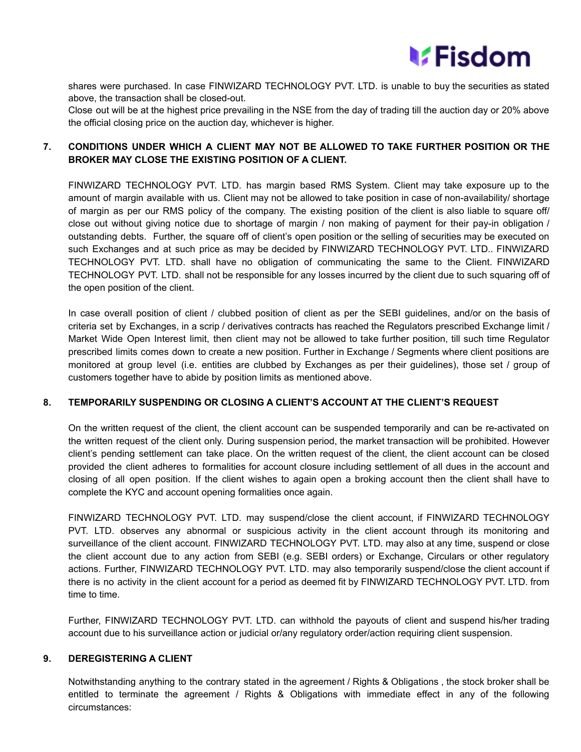shares were purchased. In case FINWIZARD TECHNOLOGY PVT. LTD. is unable to buy the securities as stated above, the transaction shall be closed-out.

Close out will be at the highest price prevailing in the NSE from the day of trading till the auction day or 20% above the official closing price on the auction day, whichever is higher.

## 7. CONDITIONS UNDER WHICH A CLIENT MAY NOT BE ALLOWED TO TAKE FURTHER POSITION OR THE BROKER MAY CLOSE THE EXISTING POSITION OF A CLIENT.

FINWIZARD TECHNOLOGY PVT. LTD. has margin based RMS System. Client may take exposure up to the amount of margin available with us. Client may not be allowed to take position in case of non-availability/ shortage of margin as per our RMS policy of the company. The existing position of the client is also liable to square off/ close out without giving notice due to shortage of margin / non making of payment for their pay-in obligation / outstanding debts. Further, the square off of client's open position or the selling of securities may be executed on such Exchanges and at such price as may be decided by FINWIZARD TECHNOLOGY PVT. LTD.. FINWIZARD TECHNOLOGY PVT. LTD. shall have no obligation of communicating the same to the Client. FINWIZARD TECHNOLOGY PVT. LTD. shall not be responsible for any losses incurred by the client due to such squaring off of the open position of the client.

In case overall position of client / clubbed position of client as per the SEBI guidelines, and/or on the basis of criteria set by Exchanges, in a scrip / derivatives contracts has reached the Regulators prescribed Exchange limit / Market Wide Open Interest limit, then client may not be allowed to take further position, till such time Regulator prescribed limits comes down to create a new position. Further in Exchange / Segments where client positions are monitored at group level (i.e. entities are clubbed by Exchanges as per their guidelines), those set / group of customers together have to abide by position limits as mentioned above.

## 8. TEMPORARILY SUSPENDING OR CLOSING A CLIENT'S ACCOUNT AT THE CLIENT'S REQUEST

On the written request of the client, the client account can be suspended temporarily and can be re-activated on the written request of the client only. During suspension period, the market transaction will be prohibited. However client's pending settlement can take place. On the written request of the client, the client account can be closed provided the client adheres to formalities for account closure including settlement of all dues in the account and closing of all open position. If the client wishes to again open a broking account then the client shall have to complete the KYC and account opening formalities once again.

FINWIZARD TECHNOLOGY PVT. LTD. may suspend/close the client account, if FINWIZARD TECHNOLOGY PVT. LTD. observes any abnormal or suspicious activity in the client account through its monitoring and surveillance of the client account. FINWIZARD TECHNOLOGY PVT. LTD. may also at any time, suspend or close the client account due to any action from SEBI (e.g. SEBI orders) or Exchange, Circulars or other regulatory actions. Further, FINWIZARD TECHNOLOGY PVT. LTD. may also temporarily suspend/close the client account if there is no activity in the client account for a period as deemed fit by FINWIZARD TECHNOLOGY PVT. LTD. from time to time.

Further, FINWIZARD TECHNOLOGY PVT. LTD. can withhold the payouts of client and suspend his/her trading account due to his surveillance action or judicial or/any regulatory order/action requiring client suspension.

## 9. DEREGISTERING A CLIENT

Notwithstanding anything to the contrary stated in the agreement / Rights & Obligations , the stock broker shall be entitled to terminate the agreement / Rights & Obligations with immediate effect in any of the following circumstances: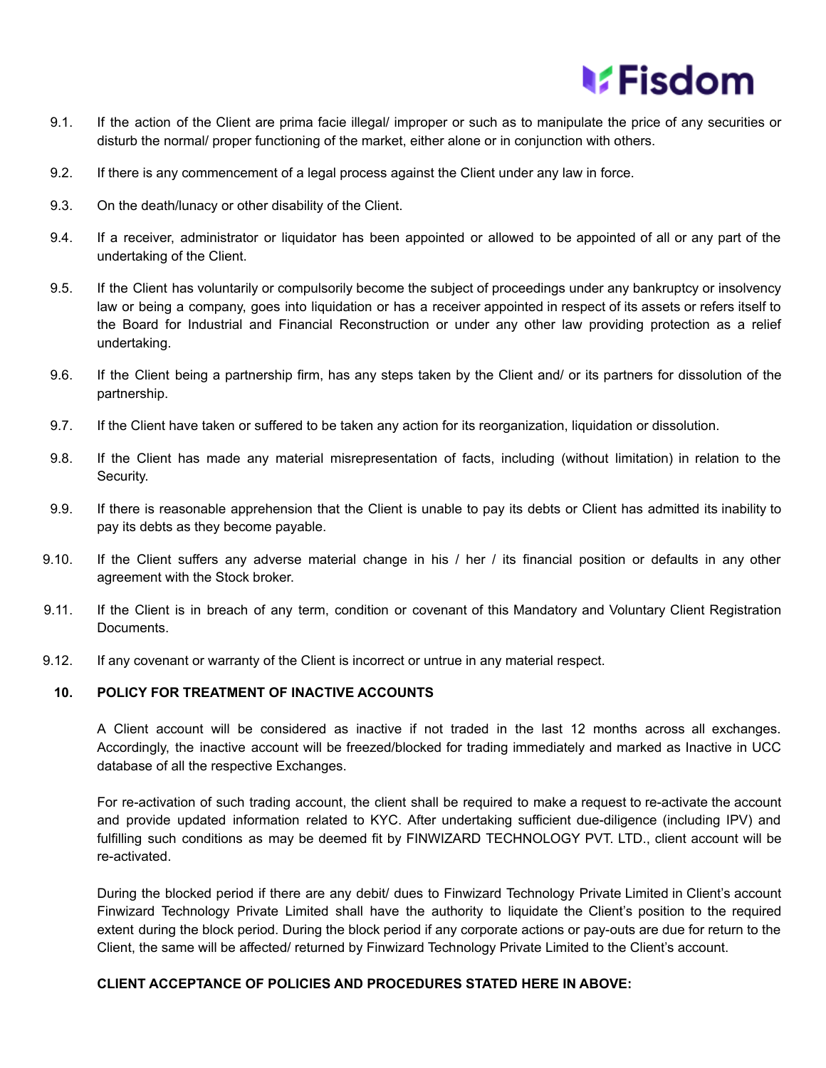9.1. If the action of the Client are prima facie illegal/ improper or such as to manipulate the price of any securities or disturb the normal/ proper functioning of the market, either alone or in conjunction with others.

9.2. If there is any commencement of a legal process against the Client under any law in force.

9.3. On the death/lunacy or other disability of the Client.

9.4. If a receiver, administrator or liquidator has been appointed or allowed to be appointed of all or any part of the undertaking of the Client.

9.5. If the Client has voluntarily or compulsorily become the subject of proceedings under any bankruptcy or insolvency law or being a company, goes into liquidation or has a receiver appointed in respect of its assets or refers itself to the Board for Industrial and Financial Reconstruction or under any other law providing protection as a relief undertaking.

9.6. If the Client being a partnership firm, has any steps taken by the Client and/ or its partners for dissolution of the partnership.

9.7. If the Client have taken or suffered to be taken any action for its reorganization, liquidation or dissolution.

9.8. If the Client has made any material misrepresentation of facts, including (without limitation) in relation to the Security.

9.9. If there is reasonable apprehension that the Client is unable to pay its debts or Client has admitted its inability to pay its debts as they become payable.

9.10. If the Client suffers any adverse material change in his / her / its financial position or defaults in any other agreement with the Stock broker.

9.11. If the Client is in breach of any term, condition or covenant of this Mandatory and Voluntary Client Registration Documents.

9.12. If any covenant or warranty of the Client is incorrect or untrue in any material respect.

**10. POLICY FOR TREATMENT OF INACTIVE ACCOUNTS**

A Client account will be considered as inactive if not traded in the last 12 months across all exchanges. Accordingly, the inactive account will be freezed/blocked for trading immediately and marked as Inactive in UCC database of all the respective Exchanges.

For re-activation of such trading account, the client shall be required to make a request to re-activate the account and provide updated information related to KYC. After undertaking sufficient due-diligence (including IPV) and fulfilling such conditions as may be deemed fit by FINWIZARD TECHNOLOGY PVT. LTD., client account will be re-activated.

During the blocked period if there are any debit/ dues to Finwizard Technology Private Limited in Client's account Finwizard Technology Private Limited shall have the authority to liquidate the Client's position to the required extent during the block period. During the block period if any corporate actions or pay-outs are due for return to the Client, the same will be affected/ returned by Finwizard Technology Private Limited to the Client's account.

**CLIENT ACCEPTANCE OF POLICIES AND PROCEDURES STATED HERE IN ABOVE:**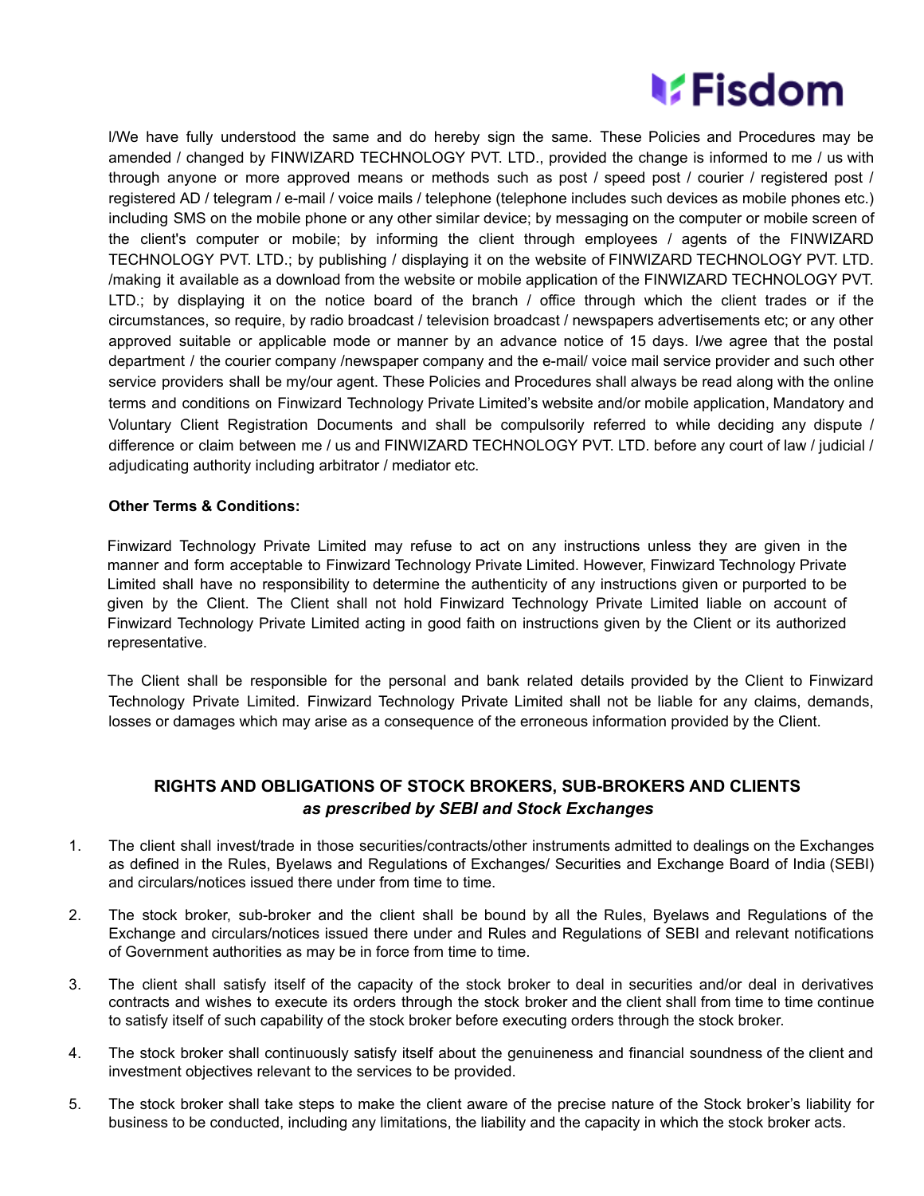I/We have fully understood the same and do hereby sign the same. These Policies and Procedures may be amended / changed by FINWIZARD TECHNOLOGY PVT. LTD., provided the change is informed to me / us with through anyone or more approved means or methods such as post / speed post / courier / registered post / registered AD / telegram / e-mail / voice mails / telephone (telephone includes such devices as mobile phones etc.) including SMS on the mobile phone or any other similar device; by messaging on the computer or mobile screen of the client's computer or mobile; by informing the client through employees / agents of the FINWIZARD TECHNOLOGY PVT. LTD.; by publishing / displaying it on the website of FINWIZARD TECHNOLOGY PVT. LTD. /making it available as a download from the website or mobile application of the FINWIZARD TECHNOLOGY PVT. LTD.; by displaying it on the notice board of the branch / office through which the client trades or if the circumstances, so require, by radio broadcast / television broadcast / newspapers advertisements etc; or any other approved suitable or applicable mode or manner by an advance notice of 15 days. I/we agree that the postal department / the courier company /newspaper company and the e-mail/ voice mail service provider and such other service providers shall be my/our agent. These Policies and Procedures shall always be read along with the online terms and conditions on Finwizard Technology Private Limited's website and/or mobile application, Mandatory and Voluntary Client Registration Documents and shall be compulsorily referred to while deciding any dispute / difference or claim between me / us and FINWIZARD TECHNOLOGY PVT. LTD. before any court of law / judicial / adjudicating authority including arbitrator / mediator etc.

**Other Terms & Conditions:**

Finwizard Technology Private Limited may refuse to act on any instructions unless they are given in the manner and form acceptable to Finwizard Technology Private Limited. However, Finwizard Technology Private Limited shall have no responsibility to determine the authenticity of any instructions given or purported to be given by the Client. The Client shall not hold Finwizard Technology Private Limited liable on account of Finwizard Technology Private Limited acting in good faith on instructions given by the Client or its authorized representative.

The Client shall be responsible for the personal and bank related details provided by the Client to Finwizard Technology Private Limited. Finwizard Technology Private Limited shall not be liable for any claims, demands, losses or damages which may arise as a consequence of the erroneous information provided by the Client.

## RIGHTS AND OBLIGATIONS OF STOCK BROKERS, SUB-BROKERS AND CLIENTS
### *as prescribed by SEBI and Stock Exchanges*

1. The client shall invest/trade in those securities/contracts/other instruments admitted to dealings on the Exchanges as defined in the Rules, Byelaws and Regulations of Exchanges/ Securities and Exchange Board of India (SEBI) and circulars/notices issued there under from time to time.
2. The stock broker, sub-broker and the client shall be bound by all the Rules, Byelaws and Regulations of the Exchange and circulars/notices issued there under and Rules and Regulations of SEBI and relevant notifications of Government authorities as may be in force from time to time.
3. The client shall satisfy itself of the capacity of the stock broker to deal in securities and/or deal in derivatives contracts and wishes to execute its orders through the stock broker and the client shall from time to time continue to satisfy itself of such capability of the stock broker before executing orders through the stock broker.
4. The stock broker shall continuously satisfy itself about the genuineness and financial soundness of the client and investment objectives relevant to the services to be provided.
5. The stock broker shall take steps to make the client aware of the precise nature of the Stock broker's liability for business to be conducted, including any limitations, the liability and the capacity in which the stock broker acts.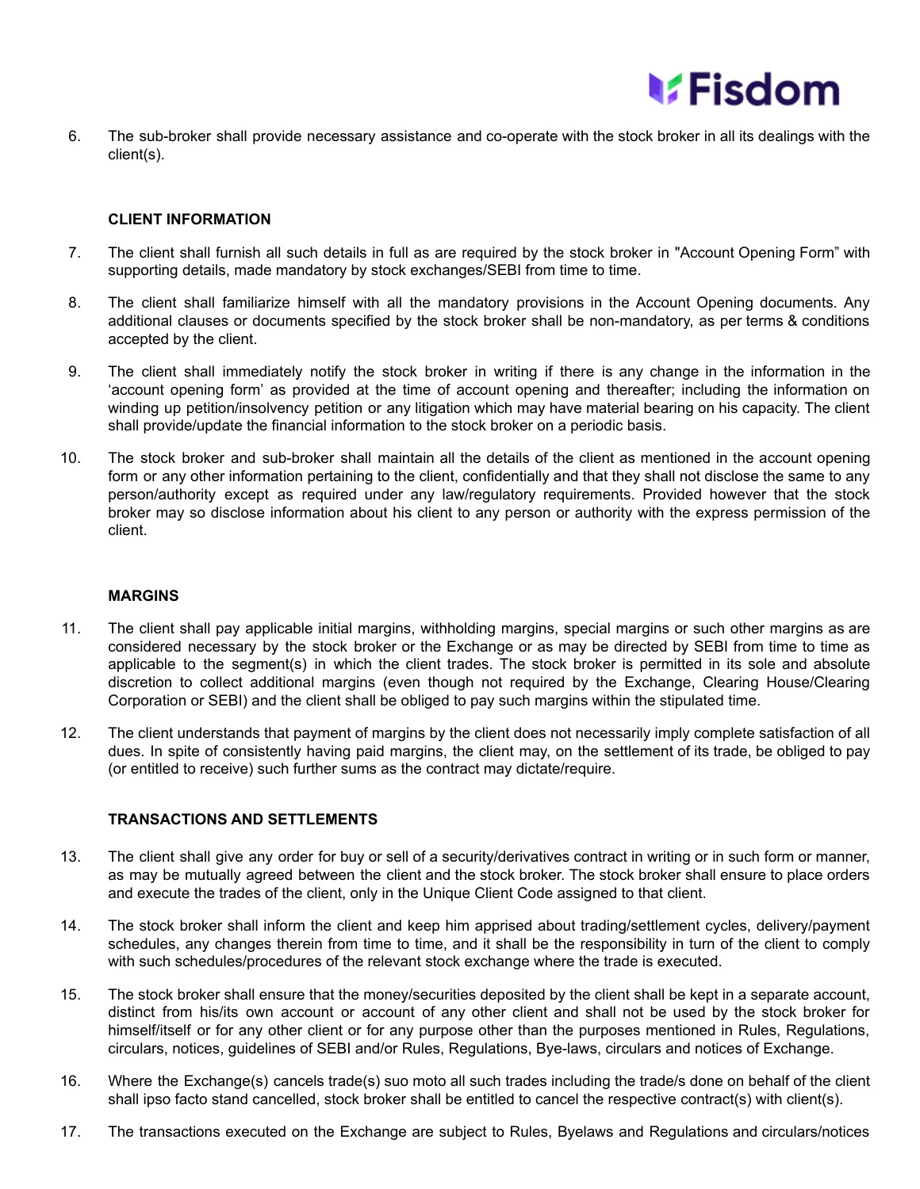6. The sub-broker shall provide necessary assistance and co-operate with the stock broker in all its dealings with the client(s).

**CLIENT INFORMATION**

7. The client shall furnish all such details in full as are required by the stock broker in "Account Opening Form" with supporting details, made mandatory by stock exchanges/SEBI from time to time.

8. The client shall familiarize himself with all the mandatory provisions in the Account Opening documents. Any additional clauses or documents specified by the stock broker shall be non-mandatory, as per terms & conditions accepted by the client.

9. The client shall immediately notify the stock broker in writing if there is any change in the information in the 'account opening form' as provided at the time of account opening and thereafter; including the information on winding up petition/insolvency petition or any litigation which may have material bearing on his capacity. The client shall provide/update the financial information to the stock broker on a periodic basis.

10. The stock broker and sub-broker shall maintain all the details of the client as mentioned in the account opening form or any other information pertaining to the client, confidentially and that they shall not disclose the same to any person/authority except as required under any law/regulatory requirements. Provided however that the stock broker may so disclose information about his client to any person or authority with the express permission of the client.

**MARGINS**

11. The client shall pay applicable initial margins, withholding margins, special margins or such other margins as are considered necessary by the stock broker or the Exchange or as may be directed by SEBI from time to time as applicable to the segment(s) in which the client trades. The stock broker is permitted in its sole and absolute discretion to collect additional margins (even though not required by the Exchange, Clearing House/Clearing Corporation or SEBI) and the client shall be obliged to pay such margins within the stipulated time.

12. The client understands that payment of margins by the client does not necessarily imply complete satisfaction of all dues. In spite of consistently having paid margins, the client may, on the settlement of its trade, be obliged to pay (or entitled to receive) such further sums as the contract may dictate/require.

**TRANSACTIONS AND SETTLEMENTS**

13. The client shall give any order for buy or sell of a security/derivatives contract in writing or in such form or manner, as may be mutually agreed between the client and the stock broker. The stock broker shall ensure to place orders and execute the trades of the client, only in the Unique Client Code assigned to that client.

14. The stock broker shall inform the client and keep him apprised about trading/settlement cycles, delivery/payment schedules, any changes therein from time to time, and it shall be the responsibility in turn of the client to comply with such schedules/procedures of the relevant stock exchange where the trade is executed.

15. The stock broker shall ensure that the money/securities deposited by the client shall be kept in a separate account, distinct from his/its own account or account of any other client and shall not be used by the stock broker for himself/itself or for any other client or for any purpose other than the purposes mentioned in Rules, Regulations, circulars, notices, guidelines of SEBI and/or Rules, Regulations, Bye-laws, circulars and notices of Exchange.

16. Where the Exchange(s) cancels trade(s) suo moto all such trades including the trade/s done on behalf of the client shall ipso facto stand cancelled, stock broker shall be entitled to cancel the respective contract(s) with client(s).

17. The transactions executed on the Exchange are subject to Rules, Byelaws and Regulations and circulars/notices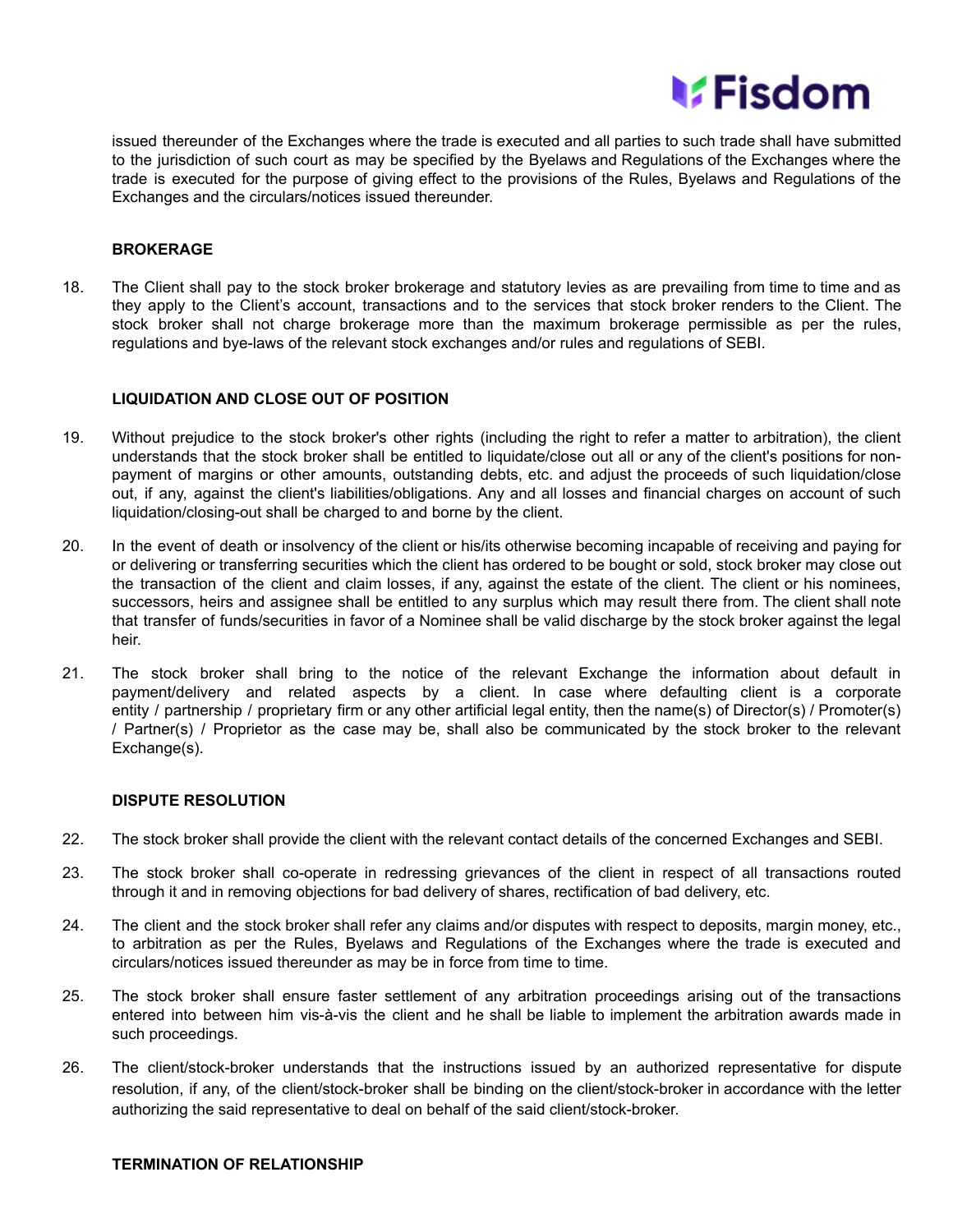issued thereunder of the Exchanges where the trade is executed and all parties to such trade shall have submitted to the jurisdiction of such court as may be specified by the Byelaws and Regulations of the Exchanges where the trade is executed for the purpose of giving effect to the provisions of the Rules, Byelaws and Regulations of the Exchanges and the circulars/notices issued thereunder.

**BROKERAGE**

18. The Client shall pay to the stock broker brokerage and statutory levies as are prevailing from time to time and as they apply to the Client's account, transactions and to the services that stock broker renders to the Client. The stock broker shall not charge brokerage more than the maximum brokerage permissible as per the rules, regulations and bye-laws of the relevant stock exchanges and/or rules and regulations of SEBI.

**LIQUIDATION AND CLOSE OUT OF POSITION**

19. Without prejudice to the stock broker's other rights (including the right to refer a matter to arbitration), the client understands that the stock broker shall be entitled to liquidate/close out all or any of the client's positions for non-payment of margins or other amounts, outstanding debts, etc. and adjust the proceeds of such liquidation/close out, if any, against the client's liabilities/obligations. Any and all losses and financial charges on account of such liquidation/closing-out shall be charged to and borne by the client.

20. In the event of death or insolvency of the client or his/its otherwise becoming incapable of receiving and paying for or delivering or transferring securities which the client has ordered to be bought or sold, stock broker may close out the transaction of the client and claim losses, if any, against the estate of the client. The client or his nominees, successors, heirs and assignee shall be entitled to any surplus which may result there from. The client shall note that transfer of funds/securities in favor of a Nominee shall be valid discharge by the stock broker against the legal heir.

21. The stock broker shall bring to the notice of the relevant Exchange the information about default in payment/delivery and related aspects by a client. In case where defaulting client is a corporate entity / partnership / proprietary firm or any other artificial legal entity, then the name(s) of Director(s) / Promoter(s) / Partner(s) / Proprietor as the case may be, shall also be communicated by the stock broker to the relevant Exchange(s).

**DISPUTE RESOLUTION**

22. The stock broker shall provide the client with the relevant contact details of the concerned Exchanges and SEBI.

23. The stock broker shall co-operate in redressing grievances of the client in respect of all transactions routed through it and in removing objections for bad delivery of shares, rectification of bad delivery, etc.

24. The client and the stock broker shall refer any claims and/or disputes with respect to deposits, margin money, etc., to arbitration as per the Rules, Byelaws and Regulations of the Exchanges where the trade is executed and circulars/notices issued thereunder as may be in force from time to time.

25. The stock broker shall ensure faster settlement of any arbitration proceedings arising out of the transactions entered into between him vis-à-vis the client and he shall be liable to implement the arbitration awards made in such proceedings.

26. The client/stock-broker understands that the instructions issued by an authorized representative for dispute resolution, if any, of the client/stock-broker shall be binding on the client/stock-broker in accordance with the letter authorizing the said representative to deal on behalf of the said client/stock-broker.

**TERMINATION OF RELATIONSHIP**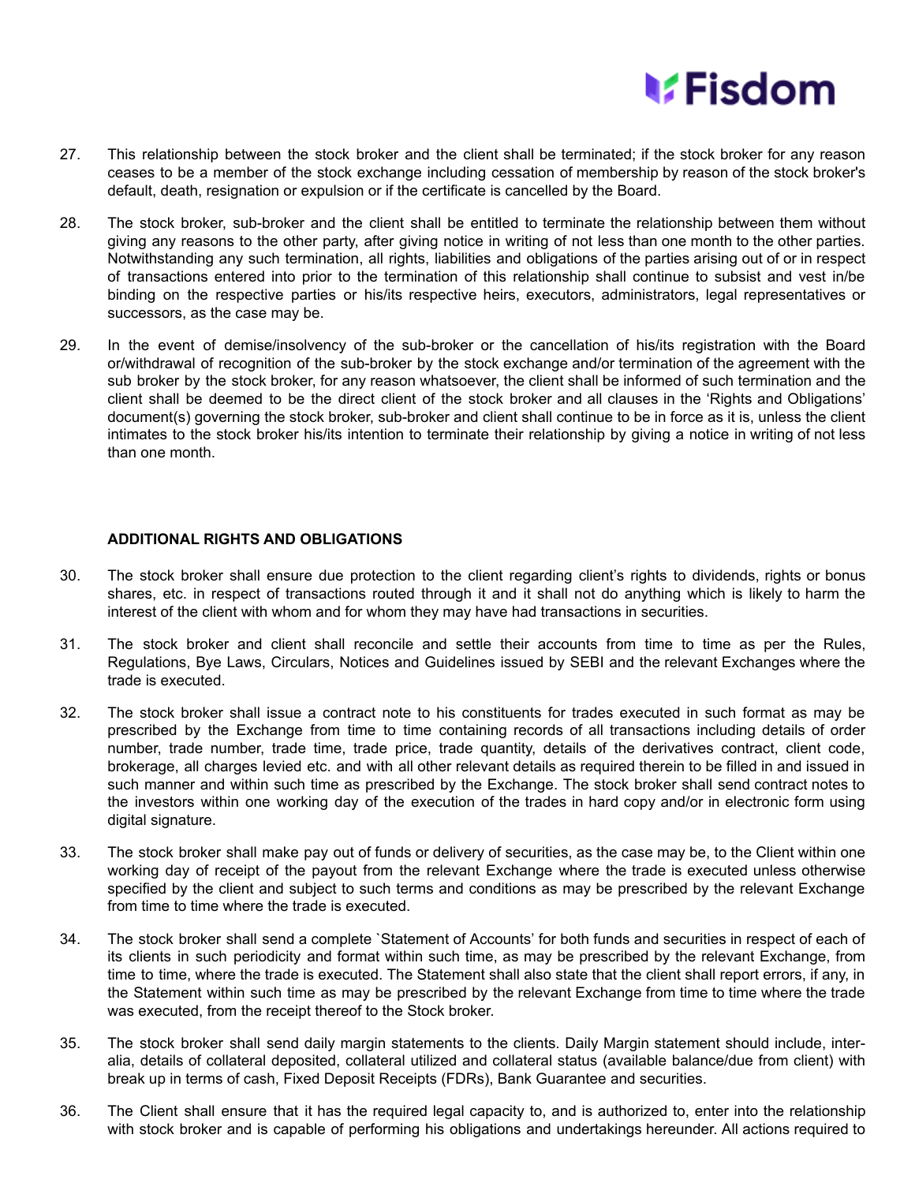27. This relationship between the stock broker and the client shall be terminated; if the stock broker for any reason ceases to be a member of the stock exchange including cessation of membership by reason of the stock broker's default, death, resignation or expulsion or if the certificate is cancelled by the Board.

28. The stock broker, sub-broker and the client shall be entitled to terminate the relationship between them without giving any reasons to the other party, after giving notice in writing of not less than one month to the other parties. Notwithstanding any such termination, all rights, liabilities and obligations of the parties arising out of or in respect of transactions entered into prior to the termination of this relationship shall continue to subsist and vest in/be binding on the respective parties or his/its respective heirs, executors, administrators, legal representatives or successors, as the case may be.

29. In the event of demise/insolvency of the sub-broker or the cancellation of his/its registration with the Board or/withdrawal of recognition of the sub-broker by the stock exchange and/or termination of the agreement with the sub broker by the stock broker, for any reason whatsoever, the client shall be informed of such termination and the client shall be deemed to be the direct client of the stock broker and all clauses in the 'Rights and Obligations' document(s) governing the stock broker, sub-broker and client shall continue to be in force as it is, unless the client intimates to the stock broker his/its intention to terminate their relationship by giving a notice in writing of not less than one month.

**ADDITIONAL RIGHTS AND OBLIGATIONS**

30. The stock broker shall ensure due protection to the client regarding client's rights to dividends, rights or bonus shares, etc. in respect of transactions routed through it and it shall not do anything which is likely to harm the interest of the client with whom and for whom they may have had transactions in securities.

31. The stock broker and client shall reconcile and settle their accounts from time to time as per the Rules, Regulations, Bye Laws, Circulars, Notices and Guidelines issued by SEBI and the relevant Exchanges where the trade is executed.

32. The stock broker shall issue a contract note to his constituents for trades executed in such format as may be prescribed by the Exchange from time to time containing records of all transactions including details of order number, trade number, trade time, trade price, trade quantity, details of the derivatives contract, client code, brokerage, all charges levied etc. and with all other relevant details as required therein to be filled in and issued in such manner and within such time as prescribed by the Exchange. The stock broker shall send contract notes to the investors within one working day of the execution of the trades in hard copy and/or in electronic form using digital signature.

33. The stock broker shall make pay out of funds or delivery of securities, as the case may be, to the Client within one working day of receipt of the payout from the relevant Exchange where the trade is executed unless otherwise specified by the client and subject to such terms and conditions as may be prescribed by the relevant Exchange from time to time where the trade is executed.

34. The stock broker shall send a complete `Statement of Accounts' for both funds and securities in respect of each of its clients in such periodicity and format within such time, as may be prescribed by the relevant Exchange, from time to time, where the trade is executed. The Statement shall also state that the client shall report errors, if any, in the Statement within such time as may be prescribed by the relevant Exchange from time to time where the trade was executed, from the receipt thereof to the Stock broker.

35. The stock broker shall send daily margin statements to the clients. Daily Margin statement should include, inter-alia, details of collateral deposited, collateral utilized and collateral status (available balance/due from client) with break up in terms of cash, Fixed Deposit Receipts (FDRs), Bank Guarantee and securities.

36. The Client shall ensure that it has the required legal capacity to, and is authorized to, enter into the relationship with stock broker and is capable of performing his obligations and undertakings hereunder. All actions required to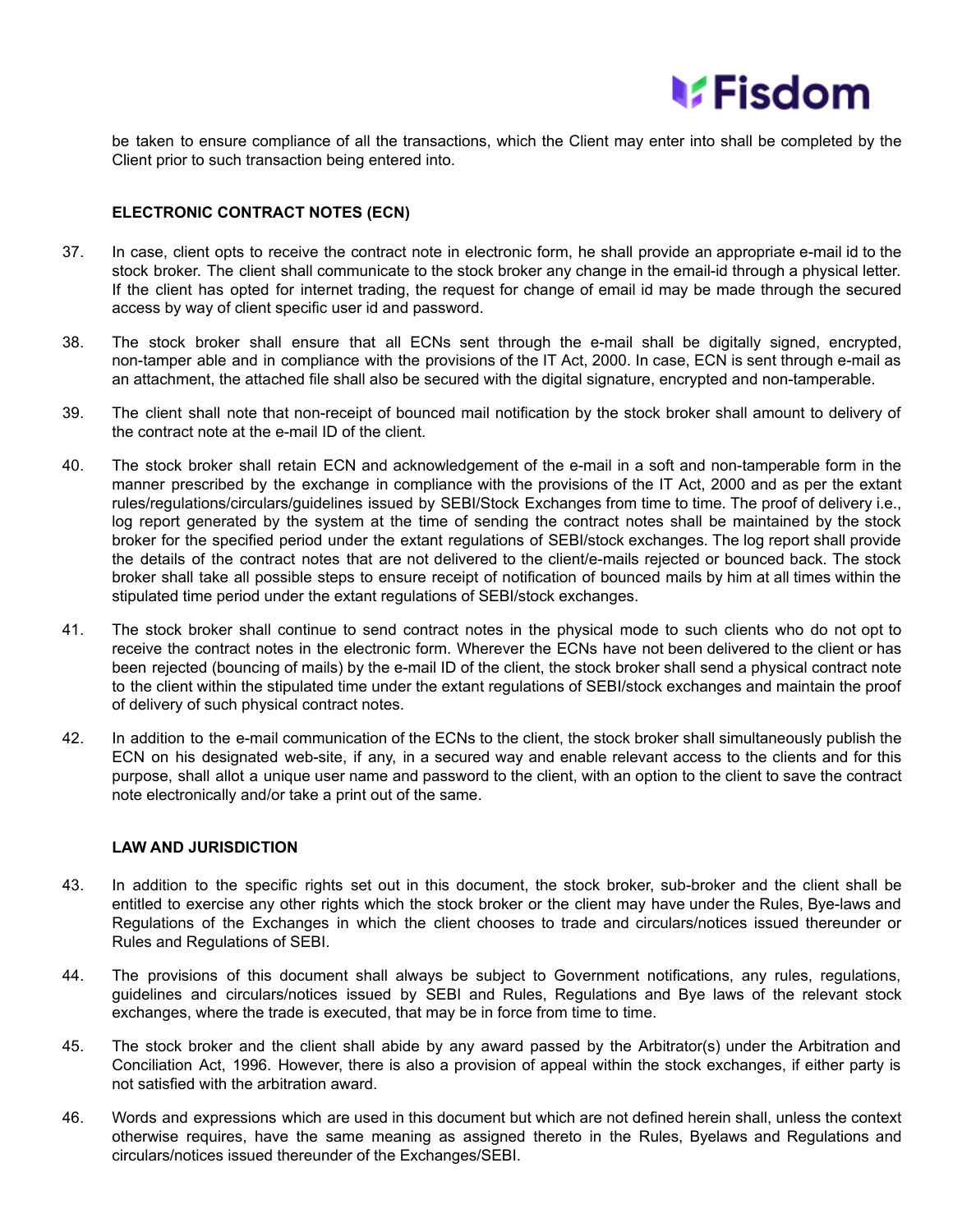be taken to ensure compliance of all the transactions, which the Client may enter into shall be completed by the Client prior to such transaction being entered into.

**ELECTRONIC CONTRACT NOTES (ECN)**

37. In case, client opts to receive the contract note in electronic form, he shall provide an appropriate e-mail id to the stock broker. The client shall communicate to the stock broker any change in the email-id through a physical letter. If the client has opted for internet trading, the request for change of email id may be made through the secured access by way of client specific user id and password.

38. The stock broker shall ensure that all ECNs sent through the e-mail shall be digitally signed, encrypted, non-tamper able and in compliance with the provisions of the IT Act, 2000. In case, ECN is sent through e-mail as an attachment, the attached file shall also be secured with the digital signature, encrypted and non-tamperable.

39. The client shall note that non-receipt of bounced mail notification by the stock broker shall amount to delivery of the contract note at the e-mail ID of the client.

40. The stock broker shall retain ECN and acknowledgement of the e-mail in a soft and non-tamperable form in the manner prescribed by the exchange in compliance with the provisions of the IT Act, 2000 and as per the extant rules/regulations/circulars/guidelines issued by SEBI/Stock Exchanges from time to time. The proof of delivery i.e., log report generated by the system at the time of sending the contract notes shall be maintained by the stock broker for the specified period under the extant regulations of SEBI/stock exchanges. The log report shall provide the details of the contract notes that are not delivered to the client/e-mails rejected or bounced back. The stock broker shall take all possible steps to ensure receipt of notification of bounced mails by him at all times within the stipulated time period under the extant regulations of SEBI/stock exchanges.

41. The stock broker shall continue to send contract notes in the physical mode to such clients who do not opt to receive the contract notes in the electronic form. Wherever the ECNs have not been delivered to the client or has been rejected (bouncing of mails) by the e-mail ID of the client, the stock broker shall send a physical contract note to the client within the stipulated time under the extant regulations of SEBI/stock exchanges and maintain the proof of delivery of such physical contract notes.

42. In addition to the e-mail communication of the ECNs to the client, the stock broker shall simultaneously publish the ECN on his designated web-site, if any, in a secured way and enable relevant access to the clients and for this purpose, shall allot a unique user name and password to the client, with an option to the client to save the contract note electronically and/or take a print out of the same.

**LAW AND JURISDICTION**

43. In addition to the specific rights set out in this document, the stock broker, sub-broker and the client shall be entitled to exercise any other rights which the stock broker or the client may have under the Rules, Bye-laws and Regulations of the Exchanges in which the client chooses to trade and circulars/notices issued thereunder or Rules and Regulations of SEBI.

44. The provisions of this document shall always be subject to Government notifications, any rules, regulations, guidelines and circulars/notices issued by SEBI and Rules, Regulations and Bye laws of the relevant stock exchanges, where the trade is executed, that may be in force from time to time.

45. The stock broker and the client shall abide by any award passed by the Arbitrator(s) under the Arbitration and Conciliation Act, 1996. However, there is also a provision of appeal within the stock exchanges, if either party is not satisfied with the arbitration award.

46. Words and expressions which are used in this document but which are not defined herein shall, unless the context otherwise requires, have the same meaning as assigned thereto in the Rules, Byelaws and Regulations and circulars/notices issued thereunder of the Exchanges/SEBI.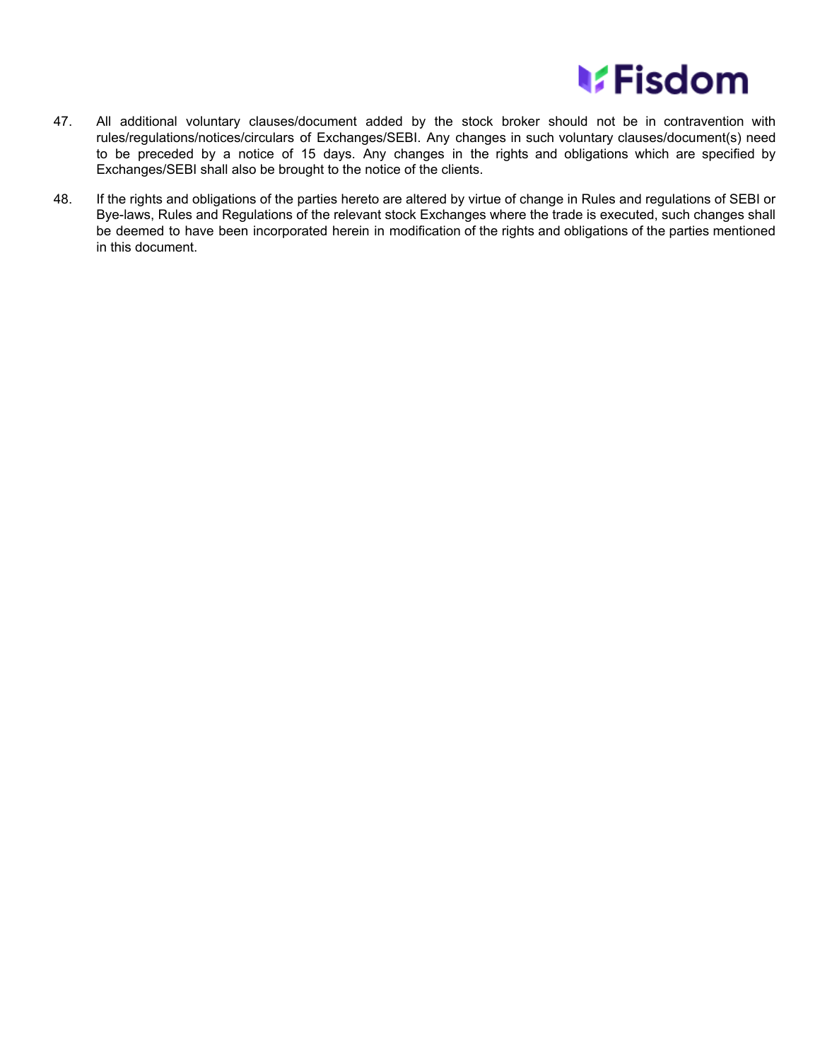47. All additional voluntary clauses/document added by the stock broker should not be in contravention with rules/regulations/notices/circulars of Exchanges/SEBI. Any changes in such voluntary clauses/document(s) need to be preceded by a notice of 15 days. Any changes in the rights and obligations which are specified by Exchanges/SEBI shall also be brought to the notice of the clients.

48. If the rights and obligations of the parties hereto are altered by virtue of change in Rules and regulations of SEBI or Bye-laws, Rules and Regulations of the relevant stock Exchanges where the trade is executed, such changes shall be deemed to have been incorporated herein in modification of the rights and obligations of the parties mentioned in this document.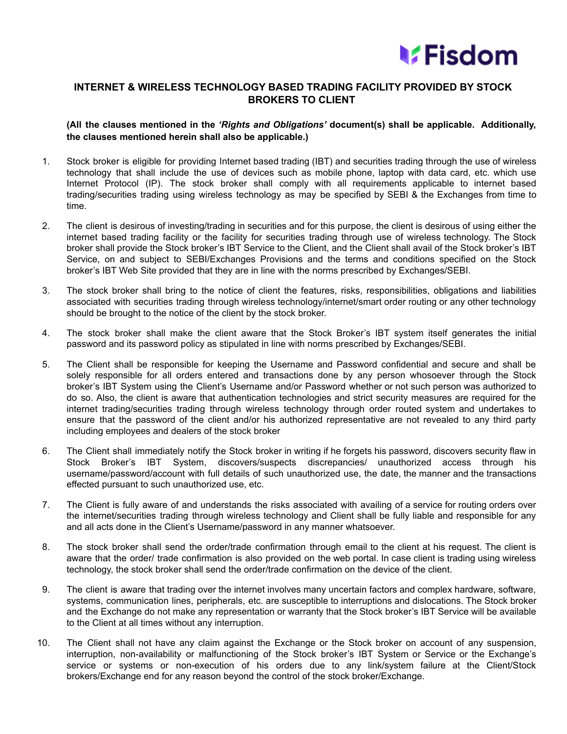## INTERNET & WIRELESS TECHNOLOGY BASED TRADING FACILITY PROVIDED BY STOCK BROKERS TO CLIENT

**(All the clauses mentioned in the *'Rights and Obligations'* document(s) shall be applicable. Additionally, the clauses mentioned herein shall also be applicable.)**

1. Stock broker is eligible for providing Internet based trading (IBT) and securities trading through the use of wireless technology that shall include the use of devices such as mobile phone, laptop with data card, etc. which use Internet Protocol (IP). The stock broker shall comply with all requirements applicable to internet based trading/securities trading using wireless technology as may be specified by SEBI & the Exchanges from time to time.

2. The client is desirous of investing/trading in securities and for this purpose, the client is desirous of using either the internet based trading facility or the facility for securities trading through use of wireless technology. The Stock broker shall provide the Stock broker's IBT Service to the Client, and the Client shall avail of the Stock broker's IBT Service, on and subject to SEBI/Exchanges Provisions and the terms and conditions specified on the Stock broker's IBT Web Site provided that they are in line with the norms prescribed by Exchanges/SEBI.

3. The stock broker shall bring to the notice of client the features, risks, responsibilities, obligations and liabilities associated with securities trading through wireless technology/internet/smart order routing or any other technology should be brought to the notice of the client by the stock broker.

4. The stock broker shall make the client aware that the Stock Broker's IBT system itself generates the initial password and its password policy as stipulated in line with norms prescribed by Exchanges/SEBI.

5. The Client shall be responsible for keeping the Username and Password confidential and secure and shall be solely responsible for all orders entered and transactions done by any person whosoever through the Stock broker's IBT System using the Client's Username and/or Password whether or not such person was authorized to do so. Also, the client is aware that authentication technologies and strict security measures are required for the internet trading/securities trading through wireless technology through order routed system and undertakes to ensure that the password of the client and/or his authorized representative are not revealed to any third party including employees and dealers of the stock broker

6. The Client shall immediately notify the Stock broker in writing if he forgets his password, discovers security flaw in Stock Broker's IBT System, discovers/suspects discrepancies/ unauthorized access through his username/password/account with full details of such unauthorized use, the date, the manner and the transactions effected pursuant to such unauthorized use, etc.

7. The Client is fully aware of and understands the risks associated with availing of a service for routing orders over the internet/securities trading through wireless technology and Client shall be fully liable and responsible for any and all acts done in the Client's Username/password in any manner whatsoever.

8. The stock broker shall send the order/trade confirmation through email to the client at his request. The client is aware that the order/ trade confirmation is also provided on the web portal. In case client is trading using wireless technology, the stock broker shall send the order/trade confirmation on the device of the client.

9. The client is aware that trading over the internet involves many uncertain factors and complex hardware, software, systems, communication lines, peripherals, etc. are susceptible to interruptions and dislocations. The Stock broker and the Exchange do not make any representation or warranty that the Stock broker's IBT Service will be available to the Client at all times without any interruption.

10. The Client shall not have any claim against the Exchange or the Stock broker on account of any suspension, interruption, non-availability or malfunctioning of the Stock broker's IBT System or Service or the Exchange's service or systems or non-execution of his orders due to any link/system failure at the Client/Stock brokers/Exchange end for any reason beyond the control of the stock broker/Exchange.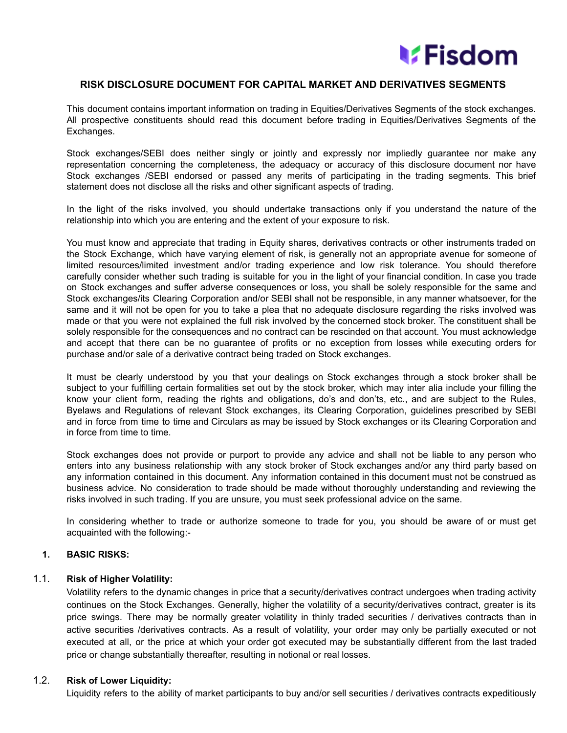## RISK DISCLOSURE DOCUMENT FOR CAPITAL MARKET AND DERIVATIVES SEGMENTS

This document contains important information on trading in Equities/Derivatives Segments of the stock exchanges. All prospective constituents should read this document before trading in Equities/Derivatives Segments of the Exchanges.

Stock exchanges/SEBI does neither singly or jointly and expressly nor impliedly guarantee nor make any representation concerning the completeness, the adequacy or accuracy of this disclosure document nor have Stock exchanges /SEBI endorsed or passed any merits of participating in the trading segments. This brief statement does not disclose all the risks and other significant aspects of trading.

In the light of the risks involved, you should undertake transactions only if you understand the nature of the relationship into which you are entering and the extent of your exposure to risk.

You must know and appreciate that trading in Equity shares, derivatives contracts or other instruments traded on the Stock Exchange, which have varying element of risk, is generally not an appropriate avenue for someone of limited resources/limited investment and/or trading experience and low risk tolerance. You should therefore carefully consider whether such trading is suitable for you in the light of your financial condition. In case you trade on Stock exchanges and suffer adverse consequences or loss, you shall be solely responsible for the same and Stock exchanges/its Clearing Corporation and/or SEBI shall not be responsible, in any manner whatsoever, for the same and it will not be open for you to take a plea that no adequate disclosure regarding the risks involved was made or that you were not explained the full risk involved by the concerned stock broker. The constituent shall be solely responsible for the consequences and no contract can be rescinded on that account. You must acknowledge and accept that there can be no guarantee of profits or no exception from losses while executing orders for purchase and/or sale of a derivative contract being traded on Stock exchanges.

It must be clearly understood by you that your dealings on Stock exchanges through a stock broker shall be subject to your fulfilling certain formalities set out by the stock broker, which may inter alia include your filling the know your client form, reading the rights and obligations, do's and don'ts, etc., and are subject to the Rules, Byelaws and Regulations of relevant Stock exchanges, its Clearing Corporation, guidelines prescribed by SEBI and in force from time to time and Circulars as may be issued by Stock exchanges or its Clearing Corporation and in force from time to time.

Stock exchanges does not provide or purport to provide any advice and shall not be liable to any person who enters into any business relationship with any stock broker of Stock exchanges and/or any third party based on any information contained in this document. Any information contained in this document must not be construed as business advice. No consideration to trade should be made without thoroughly understanding and reviewing the risks involved in such trading. If you are unsure, you must seek professional advice on the same.

In considering whether to trade or authorize someone to trade for you, you should be aware of or must get acquainted with the following:-

### 1. BASIC RISKS:

**1.1. Risk of Higher Volatility:**

Volatility refers to the dynamic changes in price that a security/derivatives contract undergoes when trading activity continues on the Stock Exchanges. Generally, higher the volatility of a security/derivatives contract, greater is its price swings. There may be normally greater volatility in thinly traded securities / derivatives contracts than in active securities /derivatives contracts. As a result of volatility, your order may only be partially executed or not executed at all, or the price at which your order got executed may be substantially different from the last traded price or change substantially thereafter, resulting in notional or real losses.

**1.2. Risk of Lower Liquidity:**

Liquidity refers to the ability of market participants to buy and/or sell securities / derivatives contracts expeditiously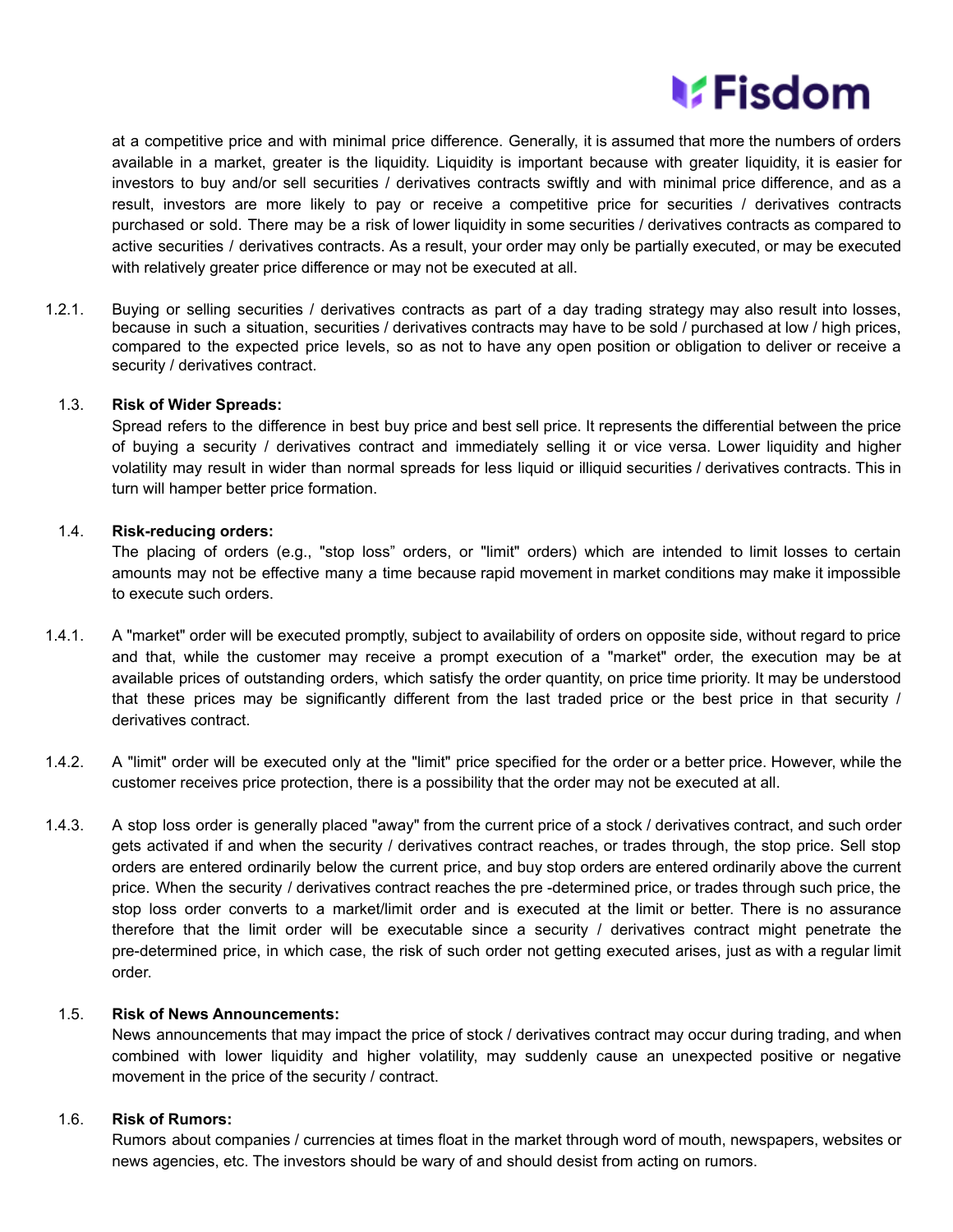at a competitive price and with minimal price difference. Generally, it is assumed that more the numbers of orders available in a market, greater is the liquidity. Liquidity is important because with greater liquidity, it is easier for investors to buy and/or sell securities / derivatives contracts swiftly and with minimal price difference, and as a result, investors are more likely to pay or receive a competitive price for securities / derivatives contracts purchased or sold. There may be a risk of lower liquidity in some securities / derivatives contracts as compared to active securities / derivatives contracts. As a result, your order may only be partially executed, or may be executed with relatively greater price difference or may not be executed at all.

1.2.1. Buying or selling securities / derivatives contracts as part of a day trading strategy may also result into losses, because in such a situation, securities / derivatives contracts may have to be sold / purchased at low / high prices, compared to the expected price levels, so as not to have any open position or obligation to deliver or receive a security / derivatives contract.

1.3. **Risk of Wider Spreads:**
Spread refers to the difference in best buy price and best sell price. It represents the differential between the price of buying a security / derivatives contract and immediately selling it or vice versa. Lower liquidity and higher volatility may result in wider than normal spreads for less liquid or illiquid securities / derivatives contracts. This in turn will hamper better price formation.

1.4. **Risk-reducing orders:**
The placing of orders (e.g., "stop loss" orders, or "limit" orders) which are intended to limit losses to certain amounts may not be effective many a time because rapid movement in market conditions may make it impossible to execute such orders.

1.4.1. A "market" order will be executed promptly, subject to availability of orders on opposite side, without regard to price and that, while the customer may receive a prompt execution of a "market" order, the execution may be at available prices of outstanding orders, which satisfy the order quantity, on price time priority. It may be understood that these prices may be significantly different from the last traded price or the best price in that security / derivatives contract.

1.4.2. A "limit" order will be executed only at the "limit" price specified for the order or a better price. However, while the customer receives price protection, there is a possibility that the order may not be executed at all.

1.4.3. A stop loss order is generally placed "away" from the current price of a stock / derivatives contract, and such order gets activated if and when the security / derivatives contract reaches, or trades through, the stop price. Sell stop orders are entered ordinarily below the current price, and buy stop orders are entered ordinarily above the current price. When the security / derivatives contract reaches the pre -determined price, or trades through such price, the stop loss order converts to a market/limit order and is executed at the limit or better. There is no assurance therefore that the limit order will be executable since a security / derivatives contract might penetrate the pre-determined price, in which case, the risk of such order not getting executed arises, just as with a regular limit order.

1.5. **Risk of News Announcements:**
News announcements that may impact the price of stock / derivatives contract may occur during trading, and when combined with lower liquidity and higher volatility, may suddenly cause an unexpected positive or negative movement in the price of the security / contract.

1.6. **Risk of Rumors:**
Rumors about companies / currencies at times float in the market through word of mouth, newspapers, websites or news agencies, etc. The investors should be wary of and should desist from acting on rumors.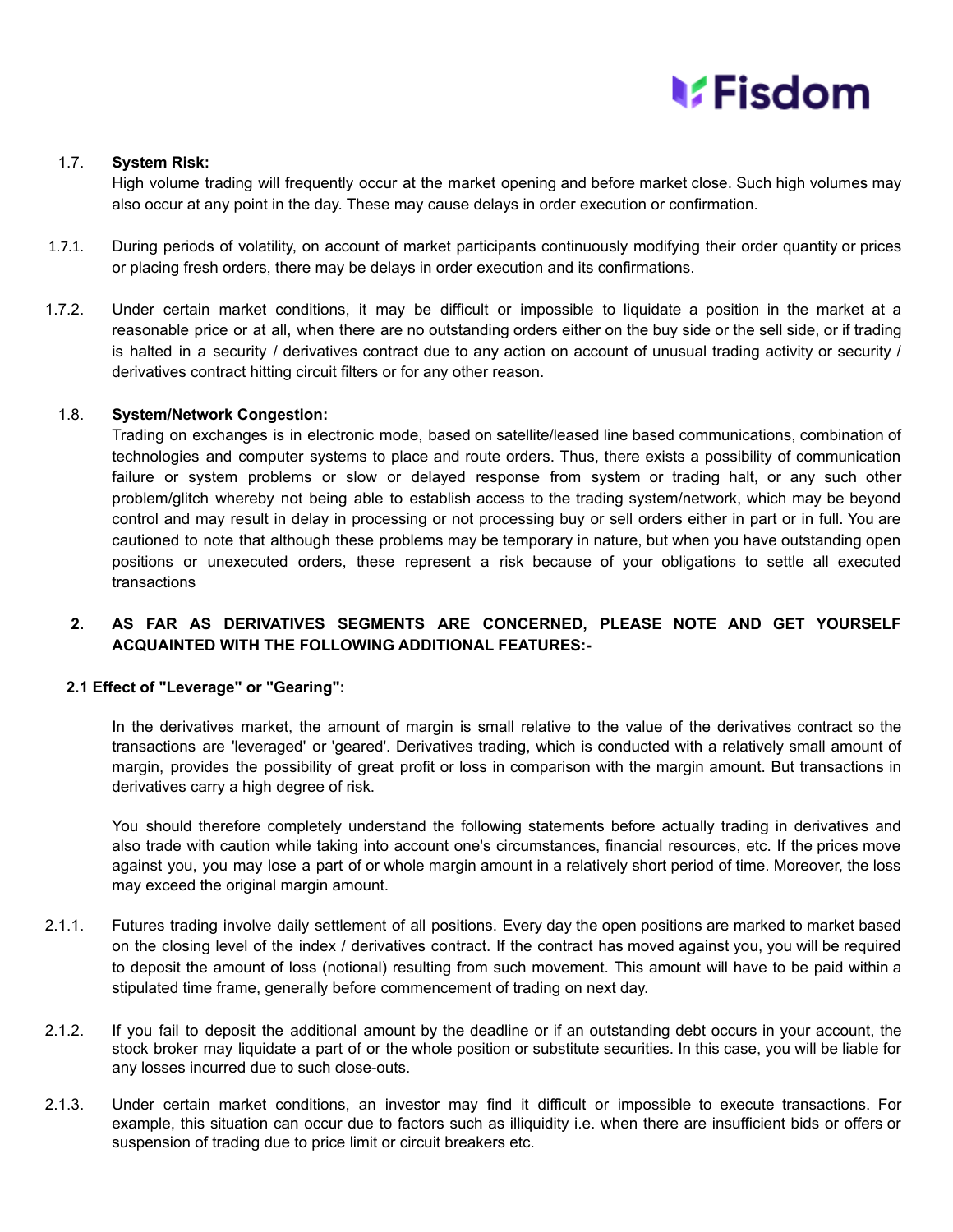1.7. **System Risk:**
High volume trading will frequently occur at the market opening and before market close. Such high volumes may also occur at any point in the day. These may cause delays in order execution or confirmation.

1.7.1. During periods of volatility, on account of market participants continuously modifying their order quantity or prices or placing fresh orders, there may be delays in order execution and its confirmations.

1.7.2. Under certain market conditions, it may be difficult or impossible to liquidate a position in the market at a reasonable price or at all, when there are no outstanding orders either on the buy side or the sell side, or if trading is halted in a security / derivatives contract due to any action on account of unusual trading activity or security / derivatives contract hitting circuit filters or for any other reason.

1.8. **System/Network Congestion:**
Trading on exchanges is in electronic mode, based on satellite/leased line based communications, combination of technologies and computer systems to place and route orders. Thus, there exists a possibility of communication failure or system problems or slow or delayed response from system or trading halt, or any such other problem/glitch whereby not being able to establish access to the trading system/network, which may be beyond control and may result in delay in processing or not processing buy or sell orders either in part or in full. You are cautioned to note that although these problems may be temporary in nature, but when you have outstanding open positions or unexecuted orders, these represent a risk because of your obligations to settle all executed transactions

**2. AS FAR AS DERIVATIVES SEGMENTS ARE CONCERNED, PLEASE NOTE AND GET YOURSELF ACQUAINTED WITH THE FOLLOWING ADDITIONAL FEATURES:-**

**2.1 Effect of "Leverage" or "Gearing":**

In the derivatives market, the amount of margin is small relative to the value of the derivatives contract so the transactions are 'leveraged' or 'geared'. Derivatives trading, which is conducted with a relatively small amount of margin, provides the possibility of great profit or loss in comparison with the margin amount. But transactions in derivatives carry a high degree of risk.

You should therefore completely understand the following statements before actually trading in derivatives and also trade with caution while taking into account one's circumstances, financial resources, etc. If the prices move against you, you may lose a part of or whole margin amount in a relatively short period of time. Moreover, the loss may exceed the original margin amount.

2.1.1. Futures trading involve daily settlement of all positions. Every day the open positions are marked to market based on the closing level of the index / derivatives contract. If the contract has moved against you, you will be required to deposit the amount of loss (notional) resulting from such movement. This amount will have to be paid within a stipulated time frame, generally before commencement of trading on next day.

2.1.2. If you fail to deposit the additional amount by the deadline or if an outstanding debt occurs in your account, the stock broker may liquidate a part of or the whole position or substitute securities. In this case, you will be liable for any losses incurred due to such close-outs.

2.1.3. Under certain market conditions, an investor may find it difficult or impossible to execute transactions. For example, this situation can occur due to factors such as illiquidity i.e. when there are insufficient bids or offers or suspension of trading due to price limit or circuit breakers etc.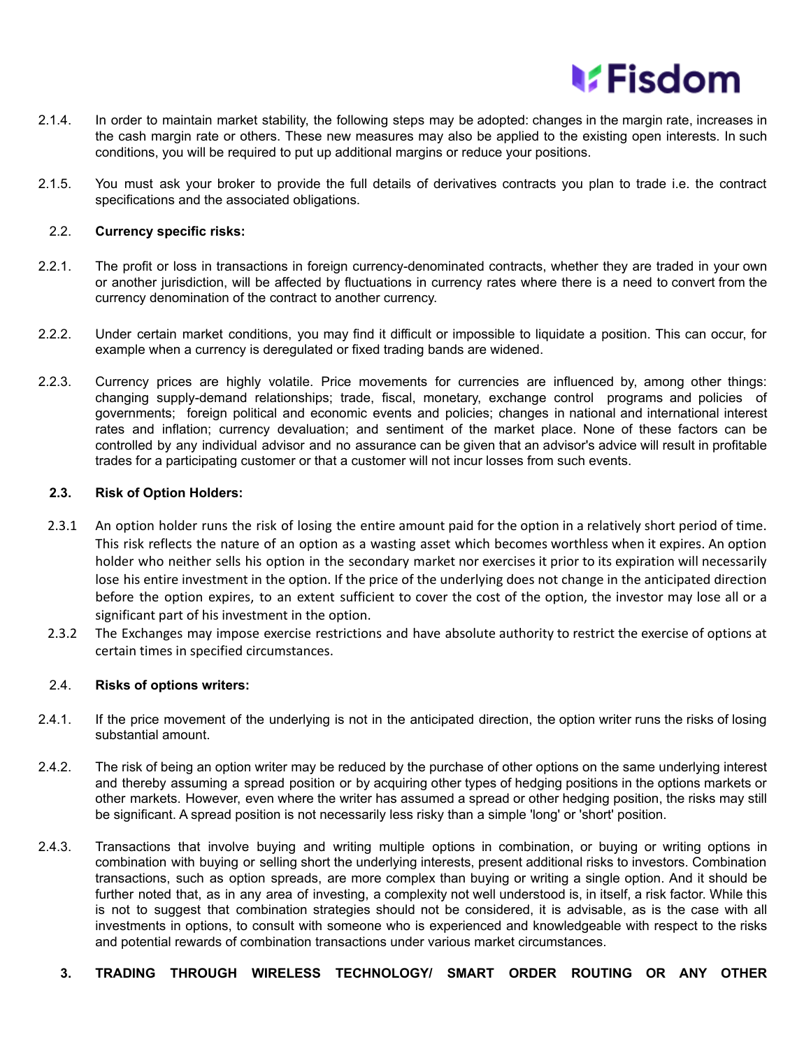2.1.4. In order to maintain market stability, the following steps may be adopted: changes in the margin rate, increases in the cash margin rate or others. These new measures may also be applied to the existing open interests. In such conditions, you will be required to put up additional margins or reduce your positions.

2.1.5. You must ask your broker to provide the full details of derivatives contracts you plan to trade i.e. the contract specifications and the associated obligations.

### 2.2. Currency specific risks:

2.2.1. The profit or loss in transactions in foreign currency-denominated contracts, whether they are traded in your own or another jurisdiction, will be affected by fluctuations in currency rates where there is a need to convert from the currency denomination of the contract to another currency.

2.2.2. Under certain market conditions, you may find it difficult or impossible to liquidate a position. This can occur, for example when a currency is deregulated or fixed trading bands are widened.

2.2.3. Currency prices are highly volatile. Price movements for currencies are influenced by, among other things: changing supply-demand relationships; trade, fiscal, monetary, exchange control programs and policies of governments; foreign political and economic events and policies; changes in national and international interest rates and inflation; currency devaluation; and sentiment of the market place. None of these factors can be controlled by any individual advisor and no assurance can be given that an advisor's advice will result in profitable trades for a participating customer or that a customer will not incur losses from such events.

### 2.3. Risk of Option Holders:

2.3.1 An option holder runs the risk of losing the entire amount paid for the option in a relatively short period of time. This risk reflects the nature of an option as a wasting asset which becomes worthless when it expires. An option holder who neither sells his option in the secondary market nor exercises it prior to its expiration will necessarily lose his entire investment in the option. If the price of the underlying does not change in the anticipated direction before the option expires, to an extent sufficient to cover the cost of the option, the investor may lose all or a significant part of his investment in the option.

2.3.2 The Exchanges may impose exercise restrictions and have absolute authority to restrict the exercise of options at certain times in specified circumstances.

### 2.4. Risks of options writers:

2.4.1. If the price movement of the underlying is not in the anticipated direction, the option writer runs the risks of losing substantial amount.

2.4.2. The risk of being an option writer may be reduced by the purchase of other options on the same underlying interest and thereby assuming a spread position or by acquiring other types of hedging positions in the options markets or other markets. However, even where the writer has assumed a spread or other hedging position, the risks may still be significant. A spread position is not necessarily less risky than a simple 'long' or 'short' position.

2.4.3. Transactions that involve buying and writing multiple options in combination, or buying or writing options in combination with buying or selling short the underlying interests, present additional risks to investors. Combination transactions, such as option spreads, are more complex than buying or writing a single option. And it should be further noted that, as in any area of investing, a complexity not well understood is, in itself, a risk factor. While this is not to suggest that combination strategies should not be considered, it is advisable, as is the case with all investments in options, to consult with someone who is experienced and knowledgeable with respect to the risks and potential rewards of combination transactions under various market circumstances.

## 3. TRADING THROUGH WIRELESS TECHNOLOGY/ SMART ORDER ROUTING OR ANY OTHER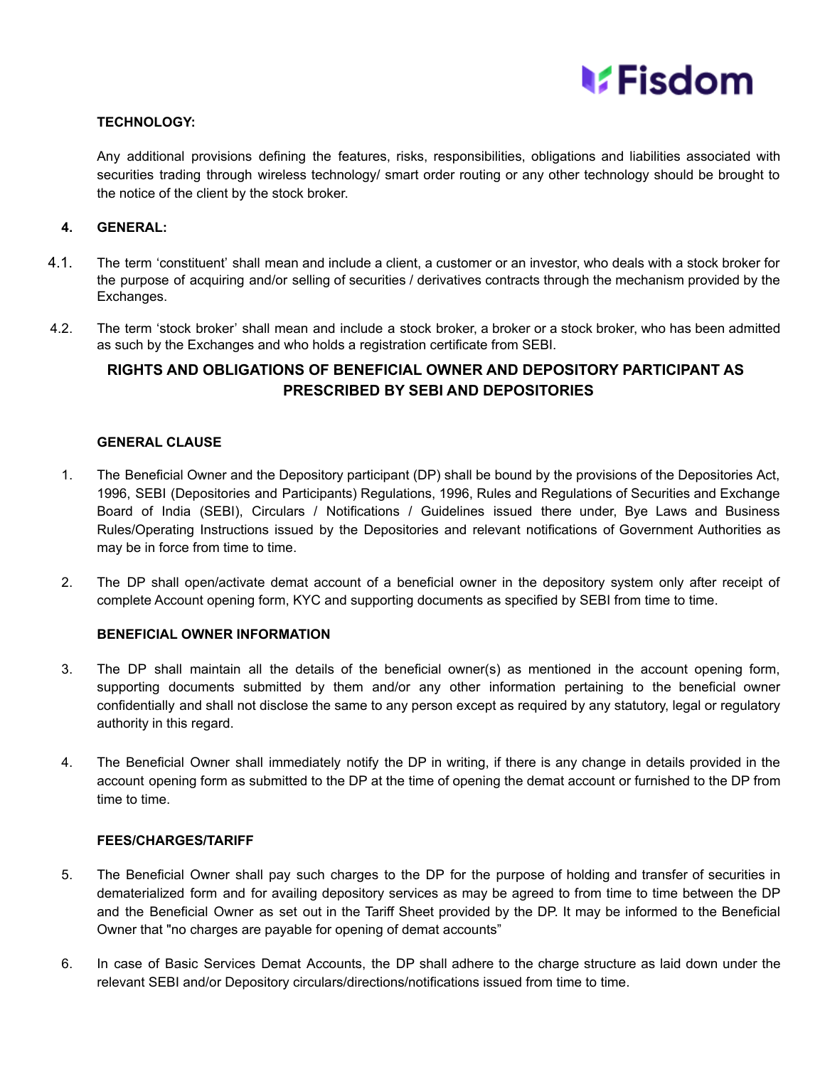**TECHNOLOGY:**

Any additional provisions defining the features, risks, responsibilities, obligations and liabilities associated with securities trading through wireless technology/ smart order routing or any other technology should be brought to the notice of the client by the stock broker.

**4. GENERAL:**

4.1. The term 'constituent' shall mean and include a client, a customer or an investor, who deals with a stock broker for the purpose of acquiring and/or selling of securities / derivatives contracts through the mechanism provided by the Exchanges.

4.2. The term 'stock broker' shall mean and include a stock broker, a broker or a stock broker, who has been admitted as such by the Exchanges and who holds a registration certificate from SEBI.

## RIGHTS AND OBLIGATIONS OF BENEFICIAL OWNER AND DEPOSITORY PARTICIPANT AS PRESCRIBED BY SEBI AND DEPOSITORIES

**GENERAL CLAUSE**

1. The Beneficial Owner and the Depository participant (DP) shall be bound by the provisions of the Depositories Act, 1996, SEBI (Depositories and Participants) Regulations, 1996, Rules and Regulations of Securities and Exchange Board of India (SEBI), Circulars / Notifications / Guidelines issued there under, Bye Laws and Business Rules/Operating Instructions issued by the Depositories and relevant notifications of Government Authorities as may be in force from time to time.

2. The DP shall open/activate demat account of a beneficial owner in the depository system only after receipt of complete Account opening form, KYC and supporting documents as specified by SEBI from time to time.

**BENEFICIAL OWNER INFORMATION**

3. The DP shall maintain all the details of the beneficial owner(s) as mentioned in the account opening form, supporting documents submitted by them and/or any other information pertaining to the beneficial owner confidentially and shall not disclose the same to any person except as required by any statutory, legal or regulatory authority in this regard.

4. The Beneficial Owner shall immediately notify the DP in writing, if there is any change in details provided in the account opening form as submitted to the DP at the time of opening the demat account or furnished to the DP from time to time.

**FEES/CHARGES/TARIFF**

5. The Beneficial Owner shall pay such charges to the DP for the purpose of holding and transfer of securities in dematerialized form and for availing depository services as may be agreed to from time to time between the DP and the Beneficial Owner as set out in the Tariff Sheet provided by the DP. It may be informed to the Beneficial Owner that "no charges are payable for opening of demat accounts"

6. In case of Basic Services Demat Accounts, the DP shall adhere to the charge structure as laid down under the relevant SEBI and/or Depository circulars/directions/notifications issued from time to time.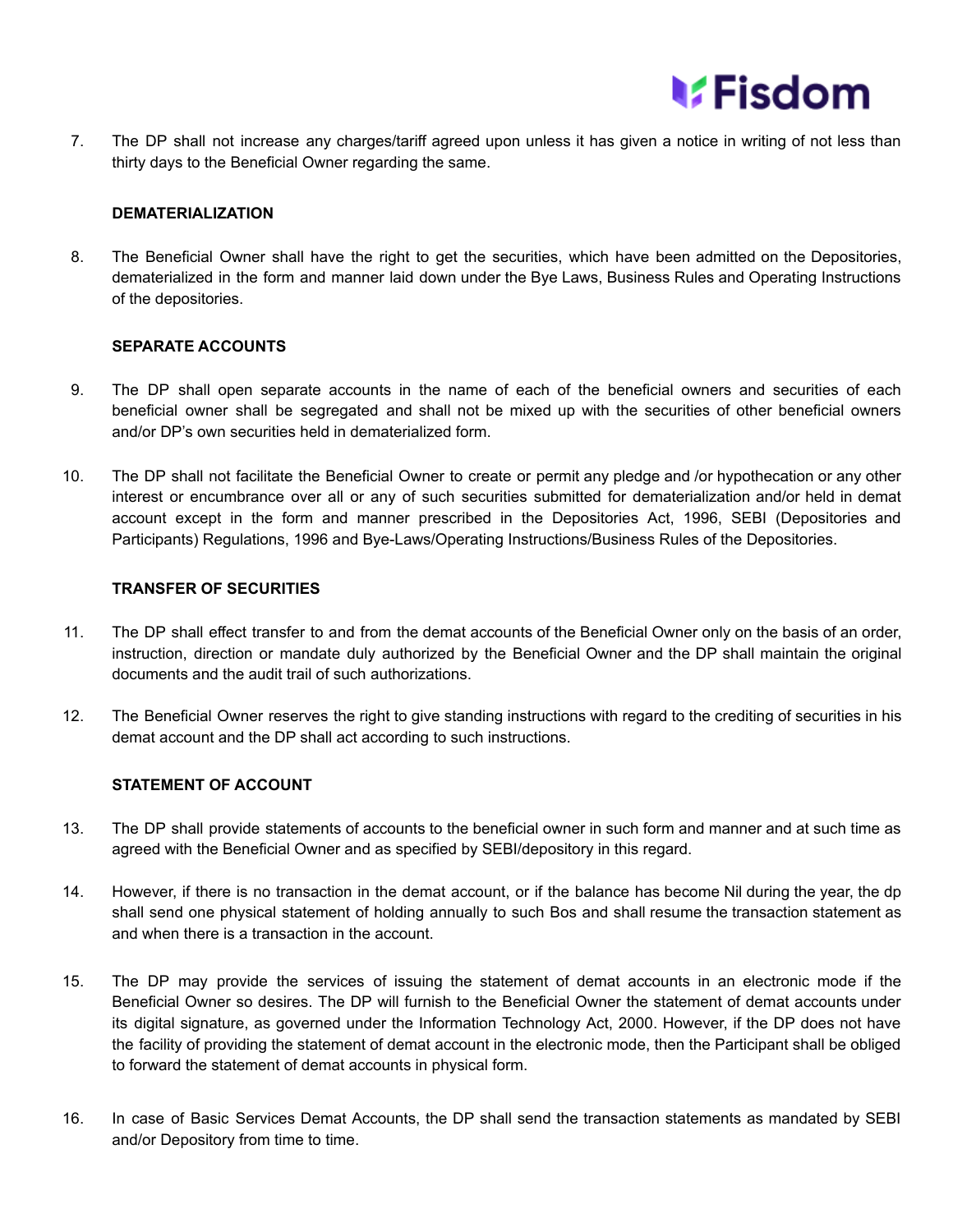7. The DP shall not increase any charges/tariff agreed upon unless it has given a notice in writing of not less than thirty days to the Beneficial Owner regarding the same.

**DEMATERIALIZATION**

8. The Beneficial Owner shall have the right to get the securities, which have been admitted on the Depositories, dematerialized in the form and manner laid down under the Bye Laws, Business Rules and Operating Instructions of the depositories.

**SEPARATE ACCOUNTS**

9. The DP shall open separate accounts in the name of each of the beneficial owners and securities of each beneficial owner shall be segregated and shall not be mixed up with the securities of other beneficial owners and/or DP's own securities held in dematerialized form.

10. The DP shall not facilitate the Beneficial Owner to create or permit any pledge and /or hypothecation or any other interest or encumbrance over all or any of such securities submitted for dematerialization and/or held in demat account except in the form and manner prescribed in the Depositories Act, 1996, SEBI (Depositories and Participants) Regulations, 1996 and Bye-Laws/Operating Instructions/Business Rules of the Depositories.

**TRANSFER OF SECURITIES**

11. The DP shall effect transfer to and from the demat accounts of the Beneficial Owner only on the basis of an order, instruction, direction or mandate duly authorized by the Beneficial Owner and the DP shall maintain the original documents and the audit trail of such authorizations.

12. The Beneficial Owner reserves the right to give standing instructions with regard to the crediting of securities in his demat account and the DP shall act according to such instructions.

**STATEMENT OF ACCOUNT**

13. The DP shall provide statements of accounts to the beneficial owner in such form and manner and at such time as agreed with the Beneficial Owner and as specified by SEBI/depository in this regard.

14. However, if there is no transaction in the demat account, or if the balance has become Nil during the year, the dp shall send one physical statement of holding annually to such Bos and shall resume the transaction statement as and when there is a transaction in the account.

15. The DP may provide the services of issuing the statement of demat accounts in an electronic mode if the Beneficial Owner so desires. The DP will furnish to the Beneficial Owner the statement of demat accounts under its digital signature, as governed under the Information Technology Act, 2000. However, if the DP does not have the facility of providing the statement of demat account in the electronic mode, then the Participant shall be obliged to forward the statement of demat accounts in physical form.

16. In case of Basic Services Demat Accounts, the DP shall send the transaction statements as mandated by SEBI and/or Depository from time to time.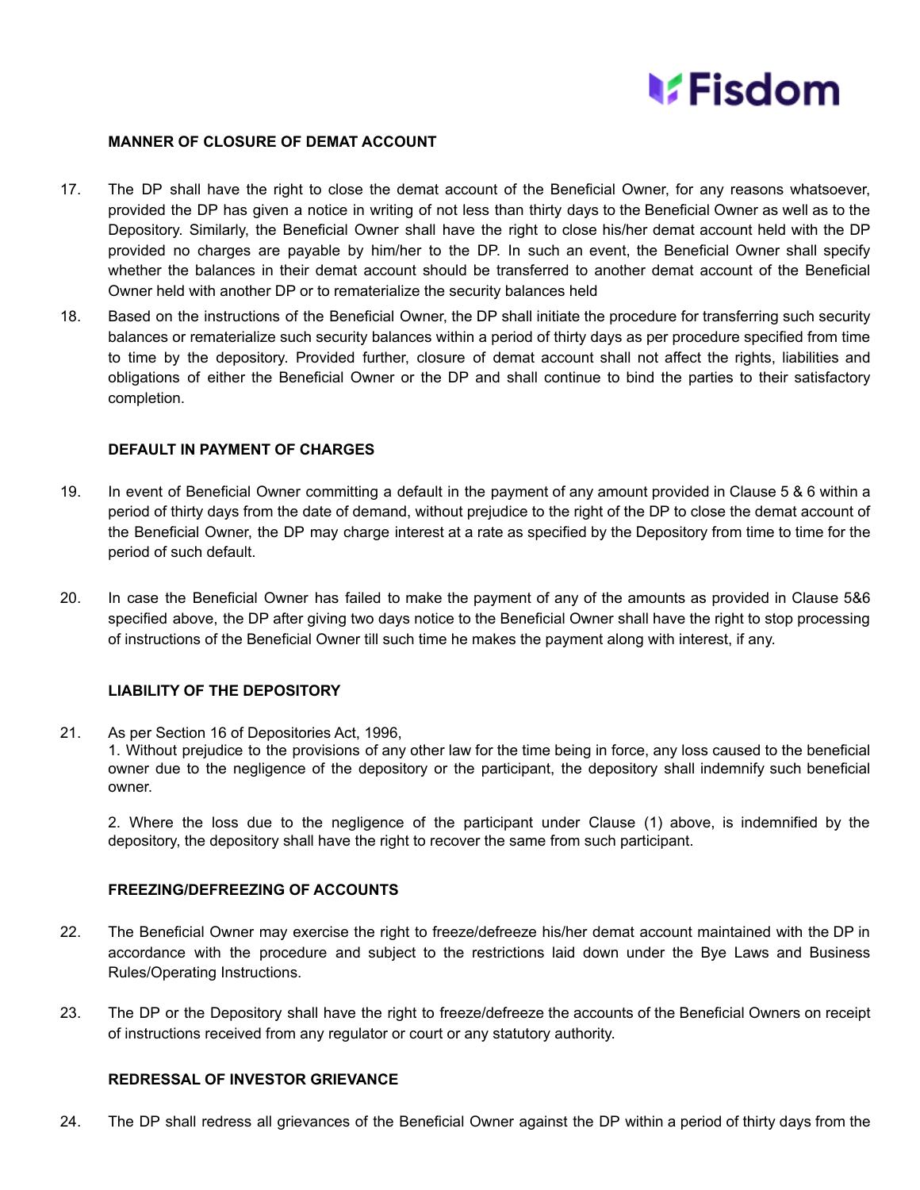### MANNER OF CLOSURE OF DEMAT ACCOUNT

17. The DP shall have the right to close the demat account of the Beneficial Owner, for any reasons whatsoever, provided the DP has given a notice in writing of not less than thirty days to the Beneficial Owner as well as to the Depository. Similarly, the Beneficial Owner shall have the right to close his/her demat account held with the DP provided no charges are payable by him/her to the DP. In such an event, the Beneficial Owner shall specify whether the balances in their demat account should be transferred to another demat account of the Beneficial Owner held with another DP or to rematerialize the security balances held

18. Based on the instructions of the Beneficial Owner, the DP shall initiate the procedure for transferring such security balances or rematerialize such security balances within a period of thirty days as per procedure specified from time to time by the depository. Provided further, closure of demat account shall not affect the rights, liabilities and obligations of either the Beneficial Owner or the DP and shall continue to bind the parties to their satisfactory completion.

### DEFAULT IN PAYMENT OF CHARGES

19. In event of Beneficial Owner committing a default in the payment of any amount provided in Clause 5 & 6 within a period of thirty days from the date of demand, without prejudice to the right of the DP to close the demat account of the Beneficial Owner, the DP may charge interest at a rate as specified by the Depository from time to time for the period of such default.

20. In case the Beneficial Owner has failed to make the payment of any of the amounts as provided in Clause 5&6 specified above, the DP after giving two days notice to the Beneficial Owner shall have the right to stop processing of instructions of the Beneficial Owner till such time he makes the payment along with interest, if any.

### LIABILITY OF THE DEPOSITORY

21. As per Section 16 of Depositories Act, 1996,

    1. Without prejudice to the provisions of any other law for the time being in force, any loss caused to the beneficial owner due to the negligence of the depository or the participant, the depository shall indemnify such beneficial owner.

    2. Where the loss due to the negligence of the participant under Clause (1) above, is indemnified by the depository, the depository shall have the right to recover the same from such participant.

### FREEZING/DEFREEZING OF ACCOUNTS

22. The Beneficial Owner may exercise the right to freeze/defreeze his/her demat account maintained with the DP in accordance with the procedure and subject to the restrictions laid down under the Bye Laws and Business Rules/Operating Instructions.

23. The DP or the Depository shall have the right to freeze/defreeze the accounts of the Beneficial Owners on receipt of instructions received from any regulator or court or any statutory authority.

### REDRESSAL OF INVESTOR GRIEVANCE

24. The DP shall redress all grievances of the Beneficial Owner against the DP within a period of thirty days from the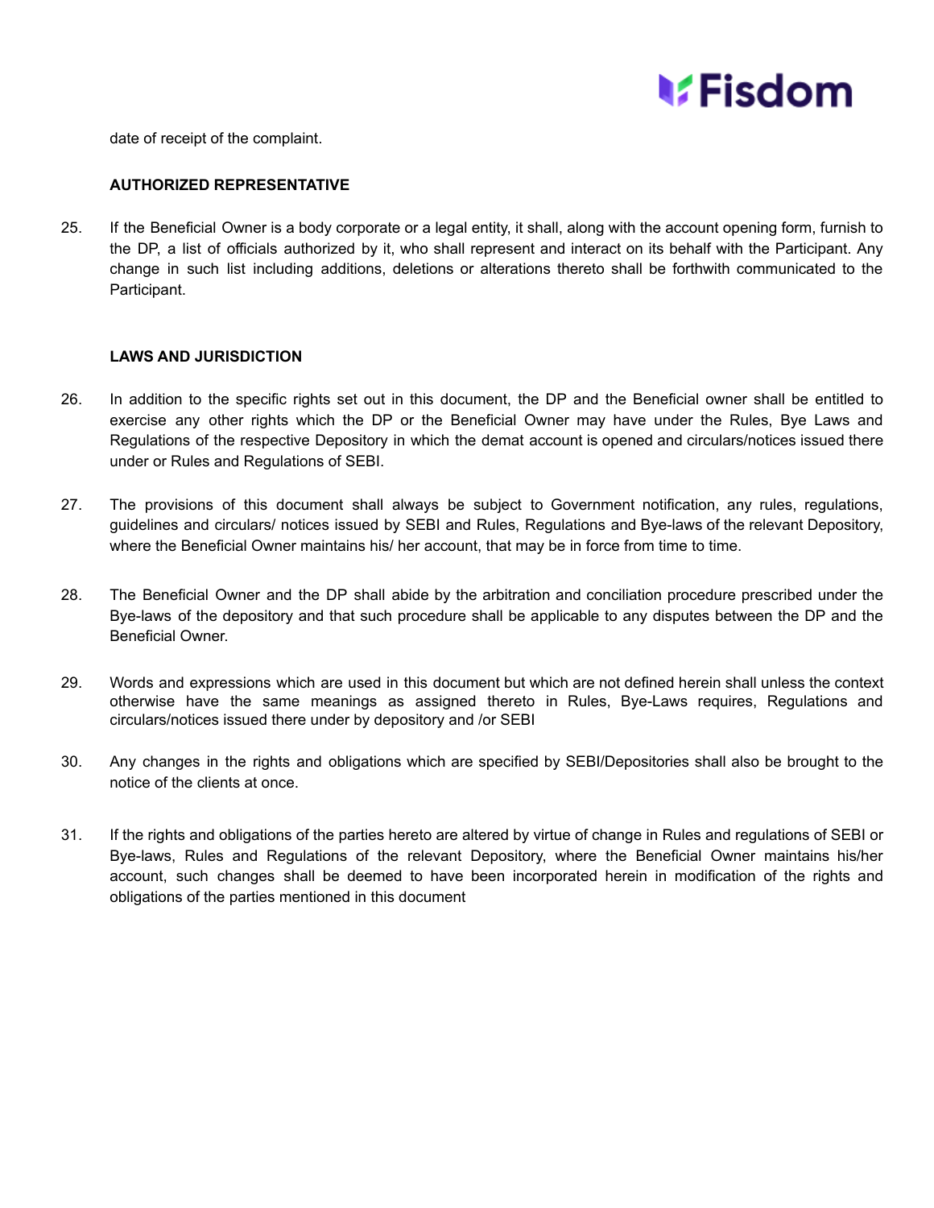date of receipt of the complaint.

**AUTHORIZED REPRESENTATIVE**

25. If the Beneficial Owner is a body corporate or a legal entity, it shall, along with the account opening form, furnish to the DP, a list of officials authorized by it, who shall represent and interact on its behalf with the Participant. Any change in such list including additions, deletions or alterations thereto shall be forthwith communicated to the Participant.

**LAWS AND JURISDICTION**

26. In addition to the specific rights set out in this document, the DP and the Beneficial owner shall be entitled to exercise any other rights which the DP or the Beneficial Owner may have under the Rules, Bye Laws and Regulations of the respective Depository in which the demat account is opened and circulars/notices issued there under or Rules and Regulations of SEBI.

27. The provisions of this document shall always be subject to Government notification, any rules, regulations, guidelines and circulars/ notices issued by SEBI and Rules, Regulations and Bye-laws of the relevant Depository, where the Beneficial Owner maintains his/ her account, that may be in force from time to time.

28. The Beneficial Owner and the DP shall abide by the arbitration and conciliation procedure prescribed under the Bye-laws of the depository and that such procedure shall be applicable to any disputes between the DP and the Beneficial Owner.

29. Words and expressions which are used in this document but which are not defined herein shall unless the context otherwise have the same meanings as assigned thereto in Rules, Bye-Laws requires, Regulations and circulars/notices issued there under by depository and /or SEBI

30. Any changes in the rights and obligations which are specified by SEBI/Depositories shall also be brought to the notice of the clients at once.

31. If the rights and obligations of the parties hereto are altered by virtue of change in Rules and regulations of SEBI or Bye-laws, Rules and Regulations of the relevant Depository, where the Beneficial Owner maintains his/her account, such changes shall be deemed to have been incorporated herein in modification of the rights and obligations of the parties mentioned in this document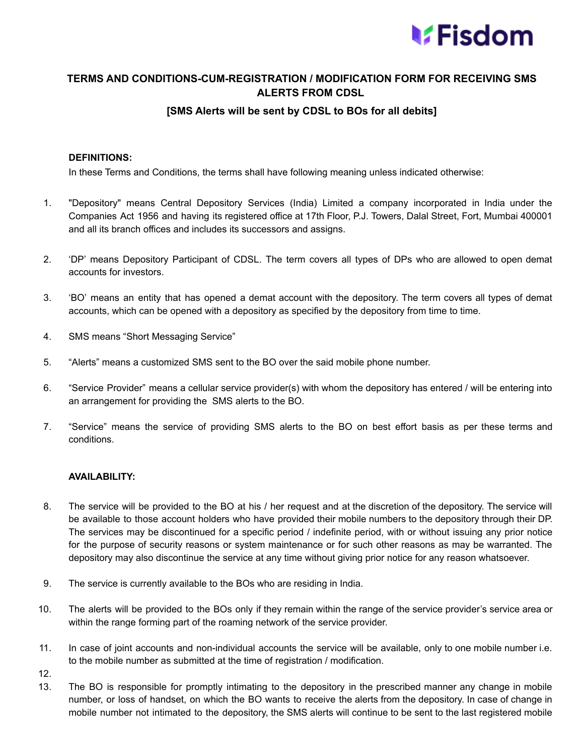# TERMS AND CONDITIONS-CUM-REGISTRATION / MODIFICATION FORM FOR RECEIVING SMS ALERTS FROM CDSL

## [SMS Alerts will be sent by CDSL to BOs for all debits]

**DEFINITIONS:**

In these Terms and Conditions, the terms shall have following meaning unless indicated otherwise:

1. "Depository" means Central Depository Services (India) Limited a company incorporated in India under the Companies Act 1956 and having its registered office at 17th Floor, P.J. Towers, Dalal Street, Fort, Mumbai 400001 and all its branch offices and includes its successors and assigns.

2. 'DP' means Depository Participant of CDSL. The term covers all types of DPs who are allowed to open demat accounts for investors.

3. 'BO' means an entity that has opened a demat account with the depository. The term covers all types of demat accounts, which can be opened with a depository as specified by the depository from time to time.

4. SMS means "Short Messaging Service"

5. "Alerts" means a customized SMS sent to the BO over the said mobile phone number.

6. "Service Provider" means a cellular service provider(s) with whom the depository has entered / will be entering into an arrangement for providing the SMS alerts to the BO.

7. "Service" means the service of providing SMS alerts to the BO on best effort basis as per these terms and conditions.

**AVAILABILITY:**

8. The service will be provided to the BO at his / her request and at the discretion of the depository. The service will be available to those account holders who have provided their mobile numbers to the depository through their DP. The services may be discontinued for a specific period / indefinite period, with or without issuing any prior notice for the purpose of security reasons or system maintenance or for such other reasons as may be warranted. The depository may also discontinue the service at any time without giving prior notice for any reason whatsoever.

9. The service is currently available to the BOs who are residing in India.

10. The alerts will be provided to the BOs only if they remain within the range of the service provider's service area or within the range forming part of the roaming network of the service provider.

11. In case of joint accounts and non-individual accounts the service will be available, only to one mobile number i.e. to the mobile number as submitted at the time of registration / modification.

12. 

13. The BO is responsible for promptly intimating to the depository in the prescribed manner any change in mobile number, or loss of handset, on which the BO wants to receive the alerts from the depository. In case of change in mobile number not intimated to the depository, the SMS alerts will continue to be sent to the last registered mobile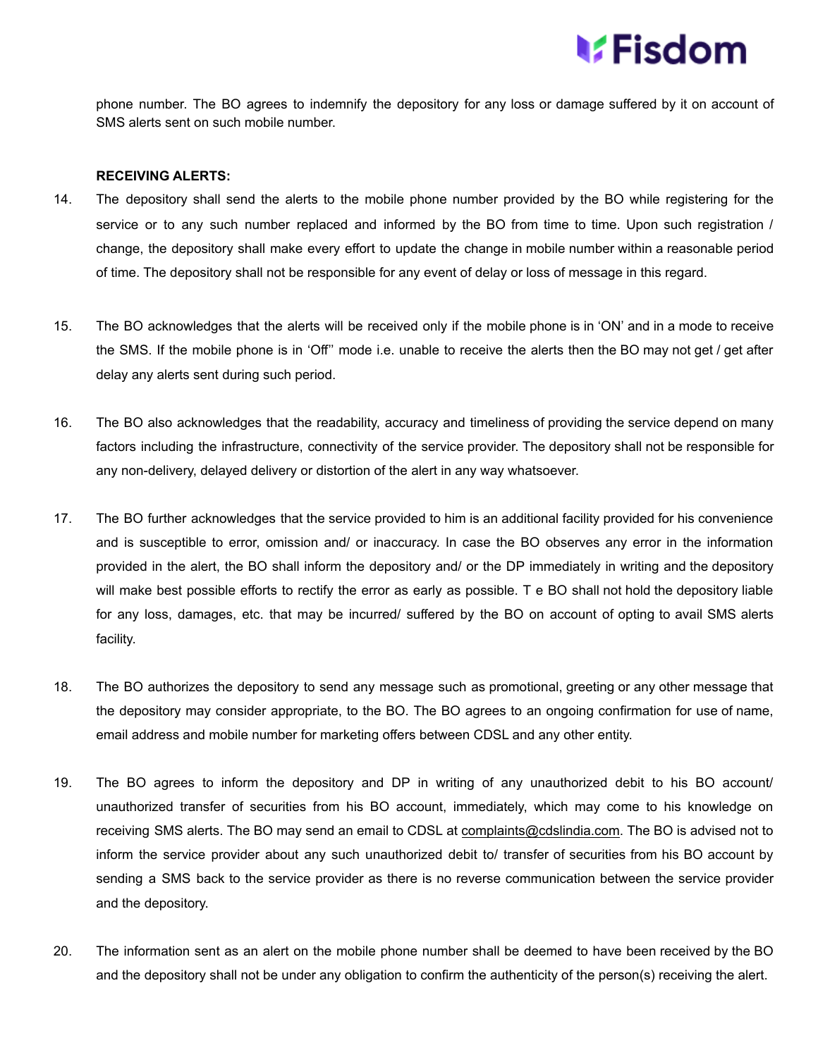phone number. The BO agrees to indemnify the depository for any loss or damage suffered by it on account of SMS alerts sent on such mobile number.

**RECEIVING ALERTS:**

14. The depository shall send the alerts to the mobile phone number provided by the BO while registering for the service or to any such number replaced and informed by the BO from time to time. Upon such registration / change, the depository shall make every effort to update the change in mobile number within a reasonable period of time. The depository shall not be responsible for any event of delay or loss of message in this regard.

15. The BO acknowledges that the alerts will be received only if the mobile phone is in 'ON' and in a mode to receive the SMS. If the mobile phone is in 'Off'' mode i.e. unable to receive the alerts then the BO may not get / get after delay any alerts sent during such period.

16. The BO also acknowledges that the readability, accuracy and timeliness of providing the service depend on many factors including the infrastructure, connectivity of the service provider. The depository shall not be responsible for any non-delivery, delayed delivery or distortion of the alert in any way whatsoever.

17. The BO further acknowledges that the service provided to him is an additional facility provided for his convenience and is susceptible to error, omission and/ or inaccuracy. In case the BO observes any error in the information provided in the alert, the BO shall inform the depository and/ or the DP immediately in writing and the depository will make best possible efforts to rectify the error as early as possible. T e BO shall not hold the depository liable for any loss, damages, etc. that may be incurred/ suffered by the BO on account of opting to avail SMS alerts facility.

18. The BO authorizes the depository to send any message such as promotional, greeting or any other message that the depository may consider appropriate, to the BO. The BO agrees to an ongoing confirmation for use of name, email address and mobile number for marketing offers between CDSL and any other entity.

19. The BO agrees to inform the depository and DP in writing of any unauthorized debit to his BO account/ unauthorized transfer of securities from his BO account, immediately, which may come to his knowledge on receiving SMS alerts. The BO may send an email to CDSL at complaints@cdslindia.com. The BO is advised not to inform the service provider about any such unauthorized debit to/ transfer of securities from his BO account by sending a SMS back to the service provider as there is no reverse communication between the service provider and the depository.

20. The information sent as an alert on the mobile phone number shall be deemed to have been received by the BO and the depository shall not be under any obligation to confirm the authenticity of the person(s) receiving the alert.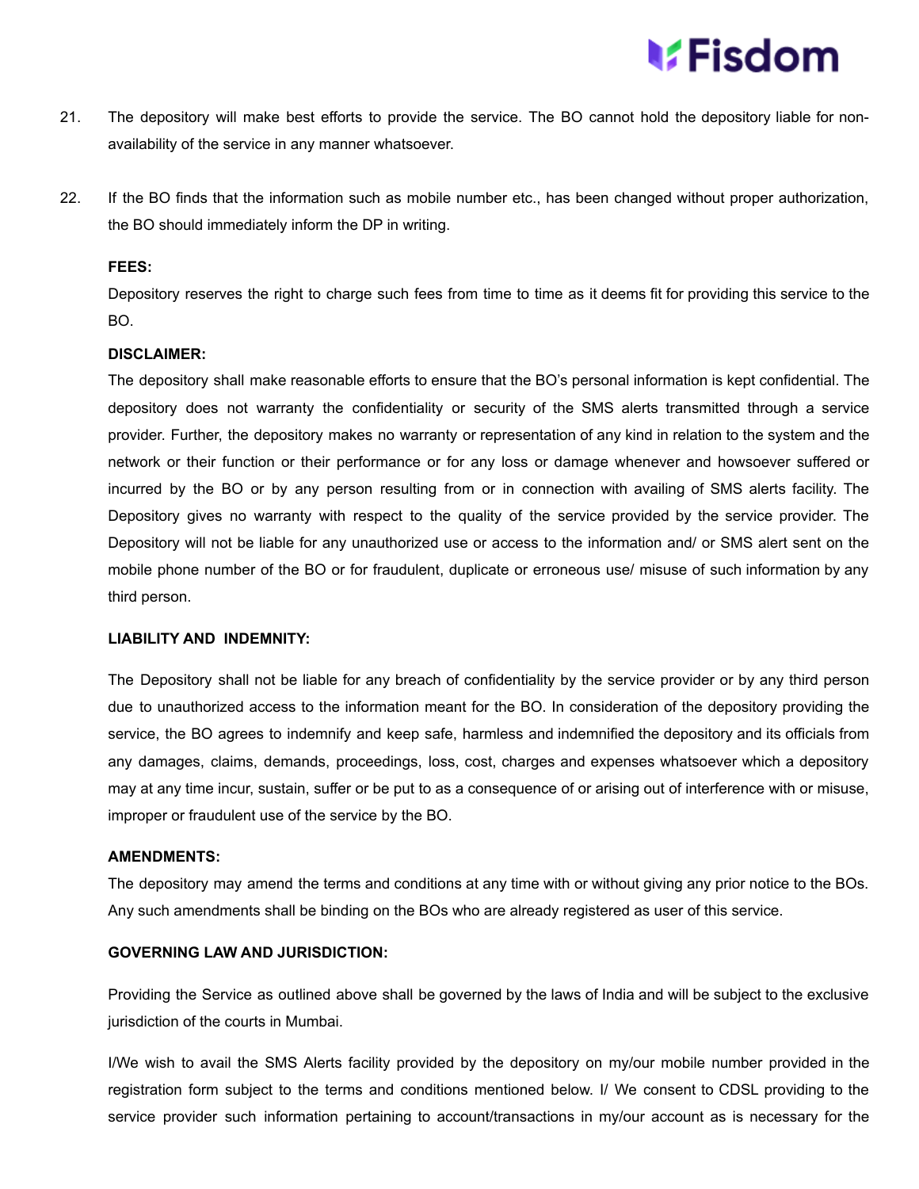21. The depository will make best efforts to provide the service. The BO cannot hold the depository liable for non-availability of the service in any manner whatsoever.

22. If the BO finds that the information such as mobile number etc., has been changed without proper authorization, the BO should immediately inform the DP in writing.

**FEES:**

Depository reserves the right to charge such fees from time to time as it deems fit for providing this service to the BO.

**DISCLAIMER:**

The depository shall make reasonable efforts to ensure that the BO's personal information is kept confidential. The depository does not warranty the confidentiality or security of the SMS alerts transmitted through a service provider. Further, the depository makes no warranty or representation of any kind in relation to the system and the network or their function or their performance or for any loss or damage whenever and howsoever suffered or incurred by the BO or by any person resulting from or in connection with availing of SMS alerts facility. The Depository gives no warranty with respect to the quality of the service provided by the service provider. The Depository will not be liable for any unauthorized use or access to the information and/ or SMS alert sent on the mobile phone number of the BO or for fraudulent, duplicate or erroneous use/ misuse of such information by any third person.

**LIABILITY AND INDEMNITY:**

The Depository shall not be liable for any breach of confidentiality by the service provider or by any third person due to unauthorized access to the information meant for the BO. In consideration of the depository providing the service, the BO agrees to indemnify and keep safe, harmless and indemnified the depository and its officials from any damages, claims, demands, proceedings, loss, cost, charges and expenses whatsoever which a depository may at any time incur, sustain, suffer or be put to as a consequence of or arising out of interference with or misuse, improper or fraudulent use of the service by the BO.

**AMENDMENTS:**

The depository may amend the terms and conditions at any time with or without giving any prior notice to the BOs. Any such amendments shall be binding on the BOs who are already registered as user of this service.

**GOVERNING LAW AND JURISDICTION:**

Providing the Service as outlined above shall be governed by the laws of India and will be subject to the exclusive jurisdiction of the courts in Mumbai.

I/We wish to avail the SMS Alerts facility provided by the depository on my/our mobile number provided in the registration form subject to the terms and conditions mentioned below. I/ We consent to CDSL providing to the service provider such information pertaining to account/transactions in my/our account as is necessary for the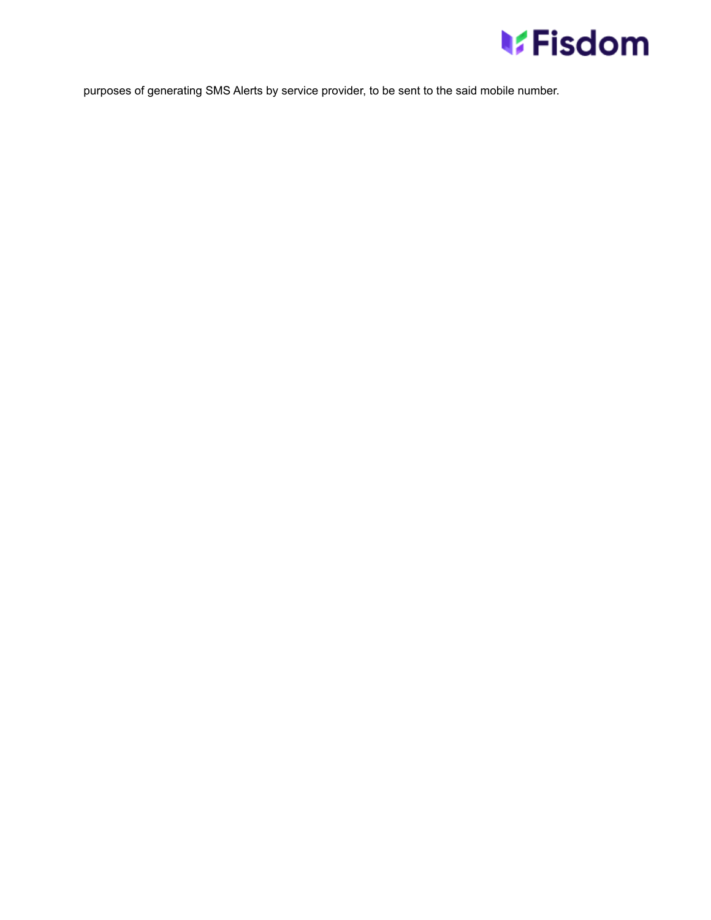purposes of generating SMS Alerts by service provider, to be sent to the said mobile number.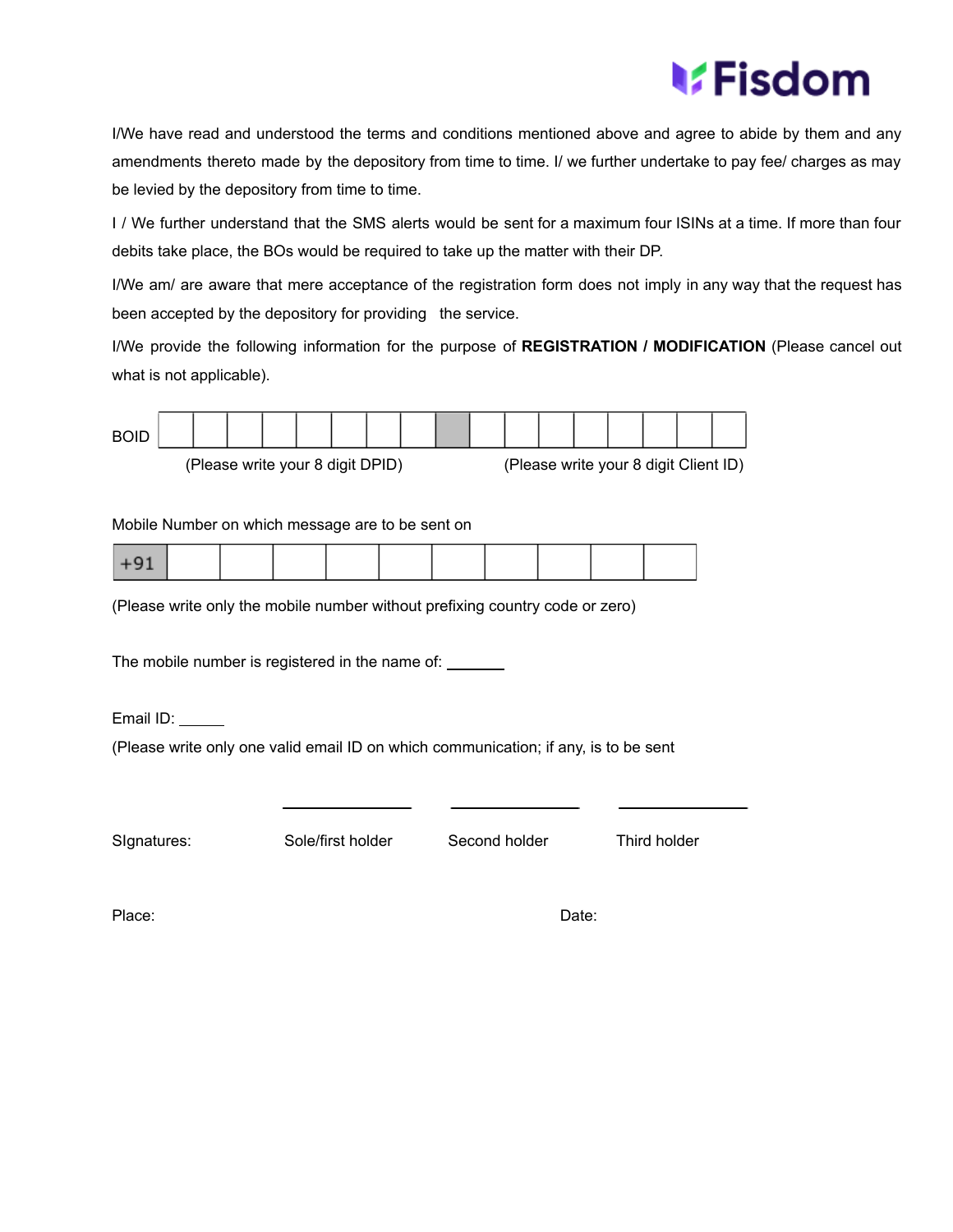I/We have read and understood the terms and conditions mentioned above and agree to abide by them and any amendments thereto made by the depository from time to time. I/ we further undertake to pay fee/ charges as may be levied by the depository from time to time.

I / We further understand that the SMS alerts would be sent for a maximum four ISINs at a time. If more than four debits take place, the BOs would be required to take up the matter with their DP.

I/We am/ are aware that mere acceptance of the registration form does not imply in any way that the request has been accepted by the depository for providing the service.

I/We provide the following information for the purpose of **REGISTRATION / MODIFICATION** (Please cancel out what is not applicable).

| BOID | | | | | | | | | | | | | | | | | |
|---|---|---|---|---|---|---|---|---|---|---|---|---|---|---|---|---|---|

(Please write your 8 digit DPID) (Please write your 8 digit Client ID)

Mobile Number on which message are to be sent on

| +91 | | | | | | | | | | |
|---|---|---|---|---|---|---|---|---|---|---|

(Please write only the mobile number without prefixing country code or zero)

The mobile number is registered in the name of: _______

Email ID: ______

(Please write only one valid email ID on which communication; if any, is to be sent

| SIgnatures: | Sole/first holder | Second holder | Third holder |
|---|---|---|---|

Place: Date: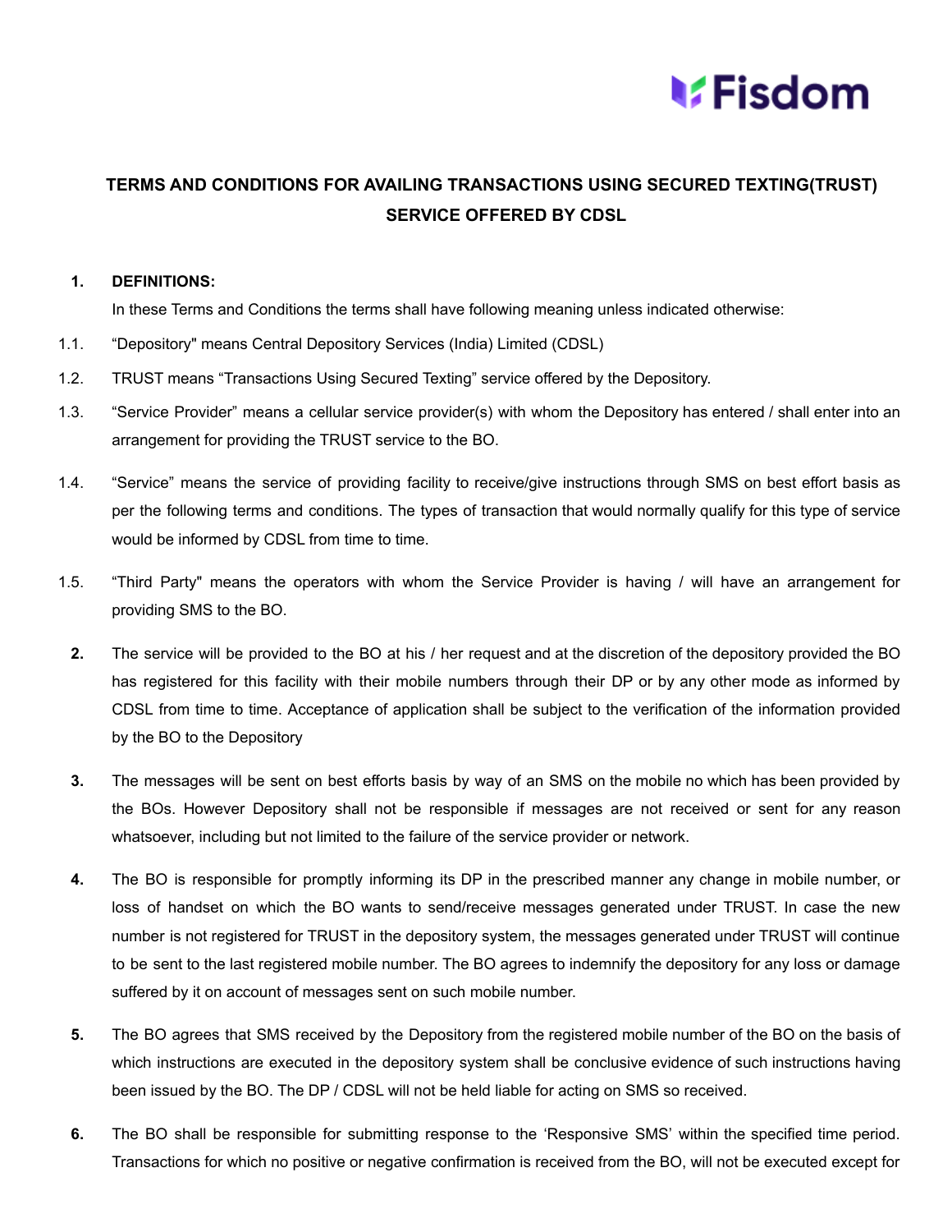**TERMS AND CONDITIONS FOR AVAILING TRANSACTIONS USING SECURED TEXTING(TRUST) SERVICE OFFERED BY CDSL**

**1. DEFINITIONS:**

In these Terms and Conditions the terms shall have following meaning unless indicated otherwise:

1.1. “Depository" means Central Depository Services (India) Limited (CDSL)

1.2. TRUST means “Transactions Using Secured Texting” service offered by the Depository.

1.3. “Service Provider” means a cellular service provider(s) with whom the Depository has entered / shall enter into an arrangement for providing the TRUST service to the BO.

1.4. “Service” means the service of providing facility to receive/give instructions through SMS on best effort basis as per the following terms and conditions. The types of transaction that would normally qualify for this type of service would be informed by CDSL from time to time.

1.5. “Third Party" means the operators with whom the Service Provider is having / will have an arrangement for providing SMS to the BO.

**2.** The service will be provided to the BO at his / her request and at the discretion of the depository provided the BO has registered for this facility with their mobile numbers through their DP or by any other mode as informed by CDSL from time to time. Acceptance of application shall be subject to the verification of the information provided by the BO to the Depository

**3.** The messages will be sent on best efforts basis by way of an SMS on the mobile no which has been provided by the BOs. However Depository shall not be responsible if messages are not received or sent for any reason whatsoever, including but not limited to the failure of the service provider or network.

**4.** The BO is responsible for promptly informing its DP in the prescribed manner any change in mobile number, or loss of handset on which the BO wants to send/receive messages generated under TRUST. In case the new number is not registered for TRUST in the depository system, the messages generated under TRUST will continue to be sent to the last registered mobile number. The BO agrees to indemnify the depository for any loss or damage suffered by it on account of messages sent on such mobile number.

**5.** The BO agrees that SMS received by the Depository from the registered mobile number of the BO on the basis of which instructions are executed in the depository system shall be conclusive evidence of such instructions having been issued by the BO. The DP / CDSL will not be held liable for acting on SMS so received.

**6.** The BO shall be responsible for submitting response to the ‘Responsive SMS’ within the specified time period. Transactions for which no positive or negative confirmation is received from the BO, will not be executed except for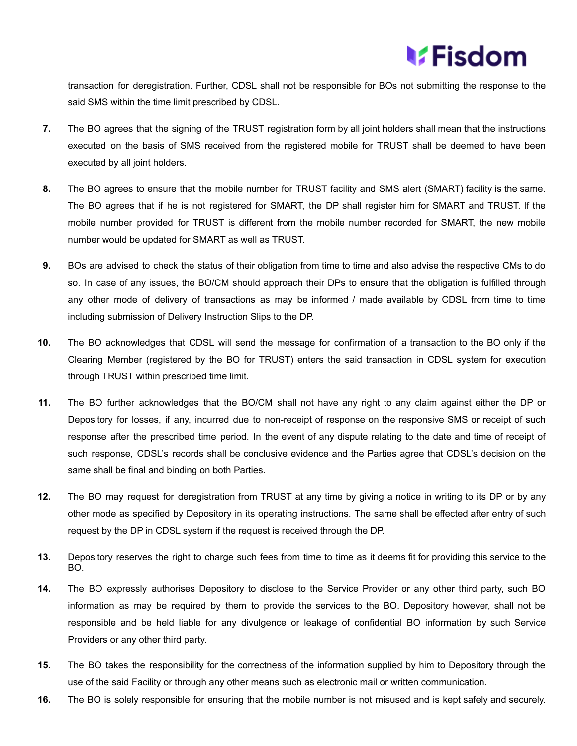transaction for deregistration. Further, CDSL shall not be responsible for BOs not submitting the response to the said SMS within the time limit prescribed by CDSL.

7. The BO agrees that the signing of the TRUST registration form by all joint holders shall mean that the instructions executed on the basis of SMS received from the registered mobile for TRUST shall be deemed to have been executed by all joint holders.

8. The BO agrees to ensure that the mobile number for TRUST facility and SMS alert (SMART) facility is the same. The BO agrees that if he is not registered for SMART, the DP shall register him for SMART and TRUST. If the mobile number provided for TRUST is different from the mobile number recorded for SMART, the new mobile number would be updated for SMART as well as TRUST.

9. BOs are advised to check the status of their obligation from time to time and also advise the respective CMs to do so. In case of any issues, the BO/CM should approach their DPs to ensure that the obligation is fulfilled through any other mode of delivery of transactions as may be informed / made available by CDSL from time to time including submission of Delivery Instruction Slips to the DP.

10. The BO acknowledges that CDSL will send the message for confirmation of a transaction to the BO only if the Clearing Member (registered by the BO for TRUST) enters the said transaction in CDSL system for execution through TRUST within prescribed time limit.

11. The BO further acknowledges that the BO/CM shall not have any right to any claim against either the DP or Depository for losses, if any, incurred due to non-receipt of response on the responsive SMS or receipt of such response after the prescribed time period. In the event of any dispute relating to the date and time of receipt of such response, CDSL's records shall be conclusive evidence and the Parties agree that CDSL's decision on the same shall be final and binding on both Parties.

12. The BO may request for deregistration from TRUST at any time by giving a notice in writing to its DP or by any other mode as specified by Depository in its operating instructions. The same shall be effected after entry of such request by the DP in CDSL system if the request is received through the DP.

13. Depository reserves the right to charge such fees from time to time as it deems fit for providing this service to the BO.

14. The BO expressly authorises Depository to disclose to the Service Provider or any other third party, such BO information as may be required by them to provide the services to the BO. Depository however, shall not be responsible and be held liable for any divulgence or leakage of confidential BO information by such Service Providers or any other third party.

15. The BO takes the responsibility for the correctness of the information supplied by him to Depository through the use of the said Facility or through any other means such as electronic mail or written communication.

16. The BO is solely responsible for ensuring that the mobile number is not misused and is kept safely and securely.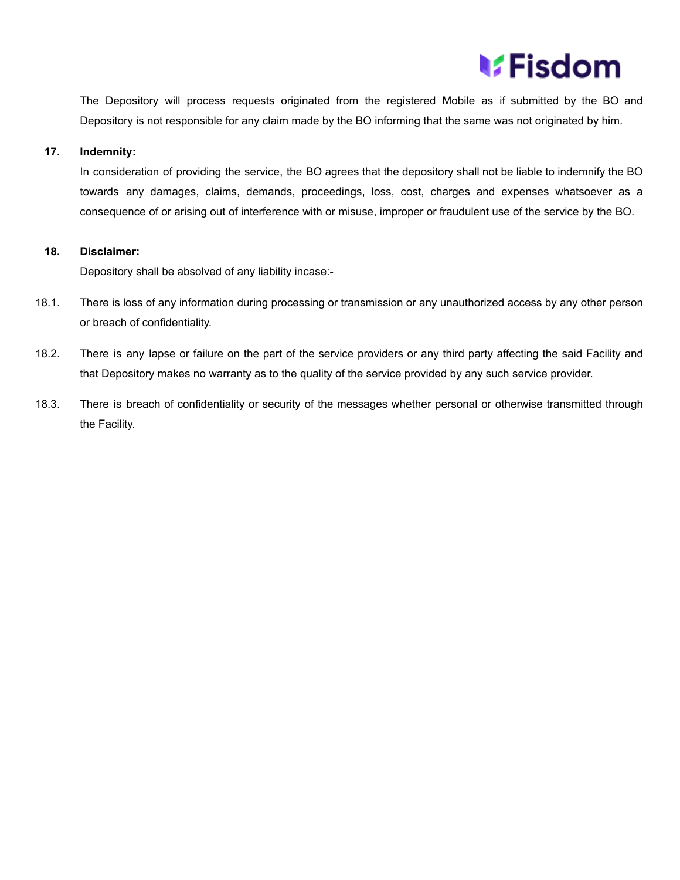The Depository will process requests originated from the registered Mobile as if submitted by the BO and Depository is not responsible for any claim made by the BO informing that the same was not originated by him.

**17. Indemnity:**

In consideration of providing the service, the BO agrees that the depository shall not be liable to indemnify the BO towards any damages, claims, demands, proceedings, loss, cost, charges and expenses whatsoever as a consequence of or arising out of interference with or misuse, improper or fraudulent use of the service by the BO.

**18. Disclaimer:**

Depository shall be absolved of any liability incase:-

18.1. There is loss of any information during processing or transmission or any unauthorized access by any other person or breach of confidentiality.

18.2. There is any lapse or failure on the part of the service providers or any third party affecting the said Facility and that Depository makes no warranty as to the quality of the service provided by any such service provider.

18.3. There is breach of confidentiality or security of the messages whether personal or otherwise transmitted through the Facility.